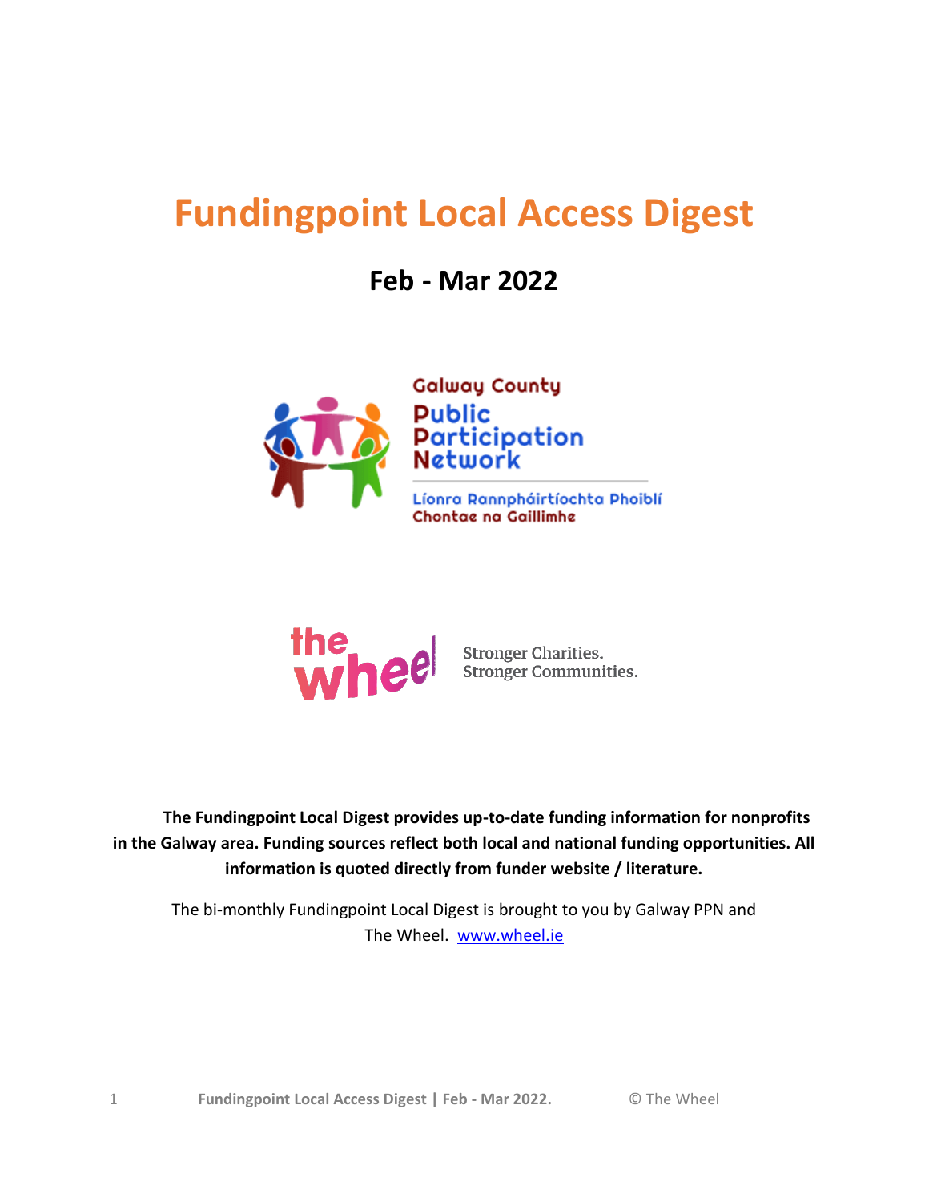# Fundingpoint Local Access Digest

## Feb - Mar 2022

Galway County Public Participation Network

Líonra Rannpháirtíochta Phoiblí Chontae na Gaillimhe

the wheel — Stronger Charities. Stronger Communities.

**The Fundingpoint Local Digest provides up-to-date funding information for nonprofits in the Galway area. Funding sources reflect both local and national funding opportunities. All information is quoted directly from funder website / literature.**

The bi-monthly Fundingpoint Local Digest is brought to you by Galway PPN and The Wheel. [www.wheel.ie](http://www.wheel.ie)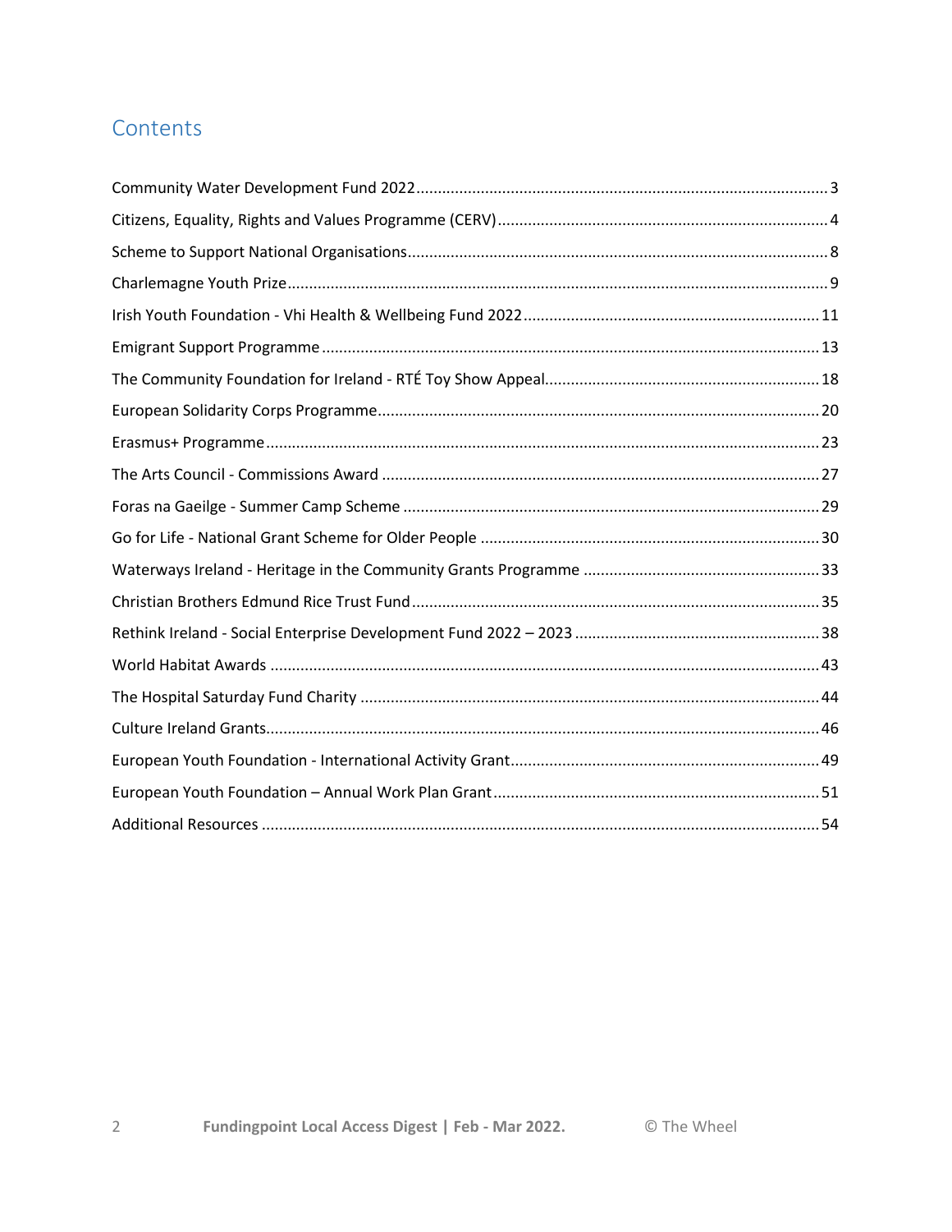## Contents

- Community Water Development Fund 2022 ... 3
- Citizens, Equality, Rights and Values Programme (CERV) ... 4
- Scheme to Support National Organisations ... 8
- Charlemagne Youth Prize ... 9
- Irish Youth Foundation - Vhi Health & Wellbeing Fund 2022 ... 11
- Emigrant Support Programme ... 13
- The Community Foundation for Ireland - RTÉ Toy Show Appeal ... 18
- European Solidarity Corps Programme ... 20
- Erasmus+ Programme ... 23
- The Arts Council - Commissions Award ... 27
- Foras na Gaeilge - Summer Camp Scheme ... 29
- Go for Life - National Grant Scheme for Older People ... 30
- Waterways Ireland - Heritage in the Community Grants Programme ... 33
- Christian Brothers Edmund Rice Trust Fund ... 35
- Rethink Ireland - Social Enterprise Development Fund 2022 – 2023 ... 38
- World Habitat Awards ... 43
- The Hospital Saturday Fund Charity ... 44
- Culture Ireland Grants ... 46
- European Youth Foundation - International Activity Grant ... 49
- European Youth Foundation – Annual Work Plan Grant ... 51
- Additional Resources ... 54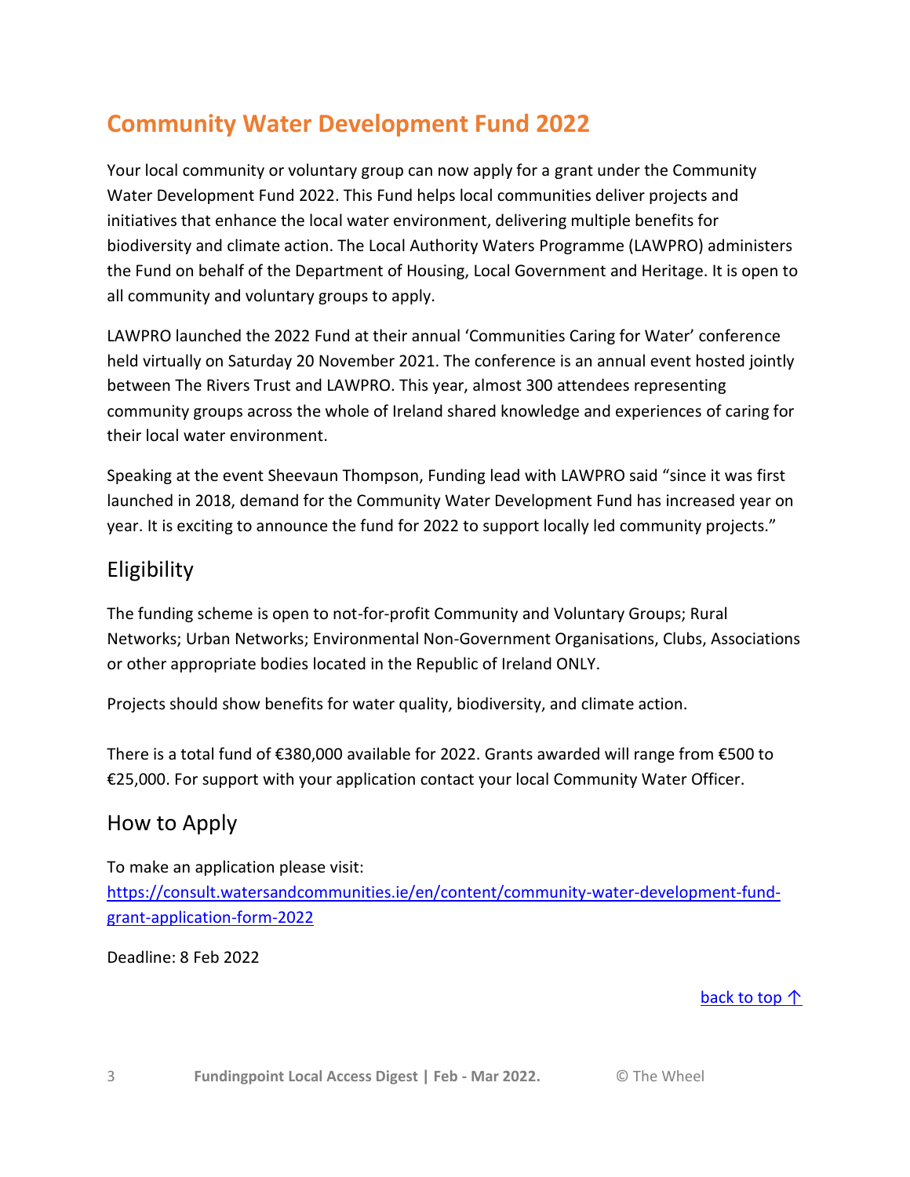# Community Water Development Fund 2022

Your local community or voluntary group can now apply for a grant under the Community Water Development Fund 2022. This Fund helps local communities deliver projects and initiatives that enhance the local water environment, delivering multiple benefits for biodiversity and climate action. The Local Authority Waters Programme (LAWPRO) administers the Fund on behalf of the Department of Housing, Local Government and Heritage. It is open to all community and voluntary groups to apply.

LAWPRO launched the 2022 Fund at their annual 'Communities Caring for Water' conference held virtually on Saturday 20 November 2021. The conference is an annual event hosted jointly between The Rivers Trust and LAWPRO. This year, almost 300 attendees representing community groups across the whole of Ireland shared knowledge and experiences of caring for their local water environment.

Speaking at the event Sheevaun Thompson, Funding lead with LAWPRO said "since it was first launched in 2018, demand for the Community Water Development Fund has increased year on year. It is exciting to announce the fund for 2022 to support locally led community projects."

## Eligibility

The funding scheme is open to not-for-profit Community and Voluntary Groups; Rural Networks; Urban Networks; Environmental Non-Government Organisations, Clubs, Associations or other appropriate bodies located in the Republic of Ireland ONLY.

Projects should show benefits for water quality, biodiversity, and climate action.

There is a total fund of €380,000 available for 2022. Grants awarded will range from €500 to €25,000. For support with your application contact your local Community Water Officer.

## How to Apply

To make an application please visit:
[https://consult.watersandcommunities.ie/en/content/community-water-development-fund-grant-application-form-2022](https://consult.watersandcommunities.ie/en/content/community-water-development-fund-grant-application-form-2022)

Deadline: 8 Feb 2022

back to top ↑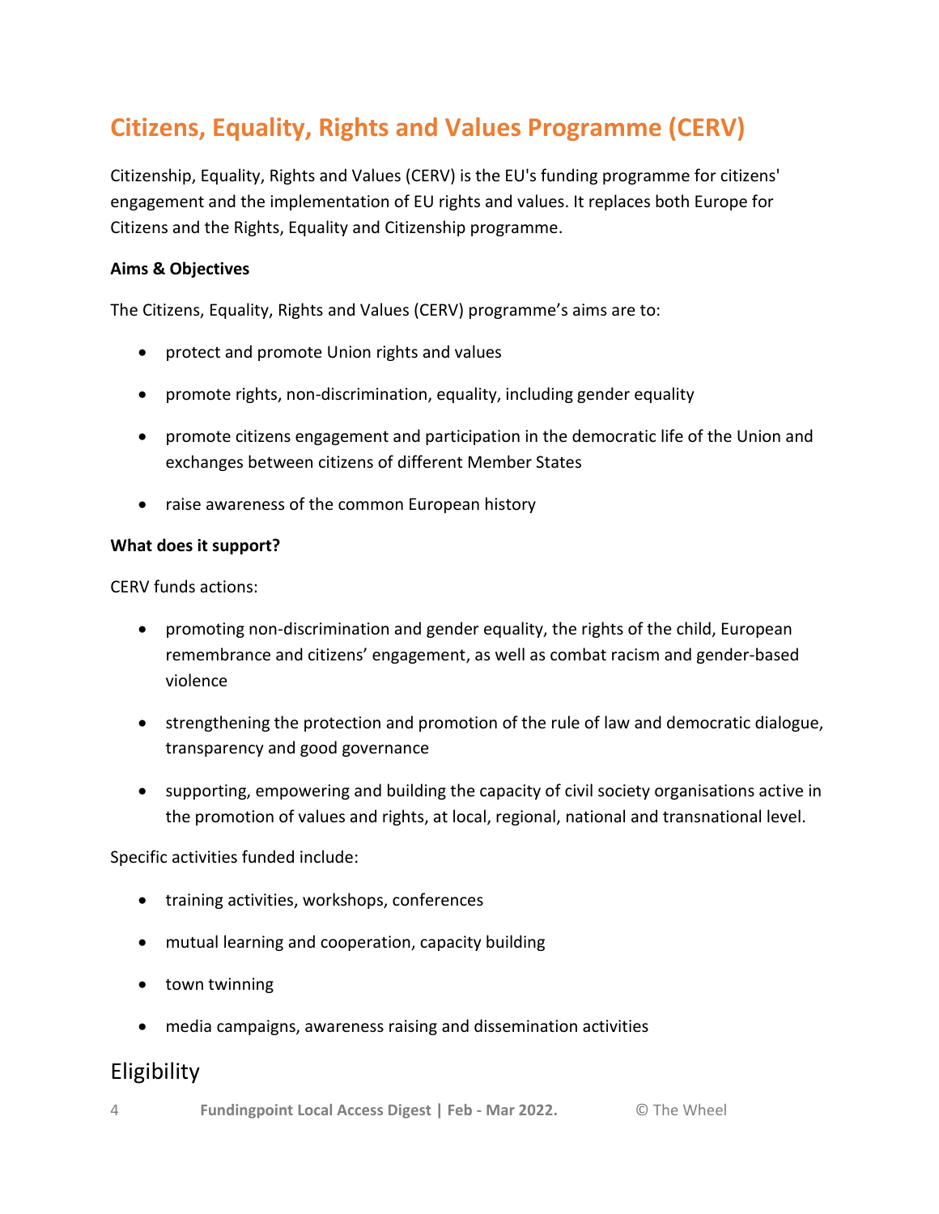## Citizens, Equality, Rights and Values Programme (CERV)

Citizenship, Equality, Rights and Values (CERV) is the EU's funding programme for citizens' engagement and the implementation of EU rights and values. It replaces both Europe for Citizens and the Rights, Equality and Citizenship programme.

**Aims & Objectives**

The Citizens, Equality, Rights and Values (CERV) programme's aims are to:

- protect and promote Union rights and values
- promote rights, non-discrimination, equality, including gender equality
- promote citizens engagement and participation in the democratic life of the Union and exchanges between citizens of different Member States
- raise awareness of the common European history

**What does it support?**

CERV funds actions:

- promoting non-discrimination and gender equality, the rights of the child, European remembrance and citizens' engagement, as well as combat racism and gender-based violence
- strengthening the protection and promotion of the rule of law and democratic dialogue, transparency and good governance
- supporting, empowering and building the capacity of civil society organisations active in the promotion of values and rights, at local, regional, national and transnational level.

Specific activities funded include:

- training activities, workshops, conferences
- mutual learning and cooperation, capacity building
- town twinning
- media campaigns, awareness raising and dissemination activities

### Eligibility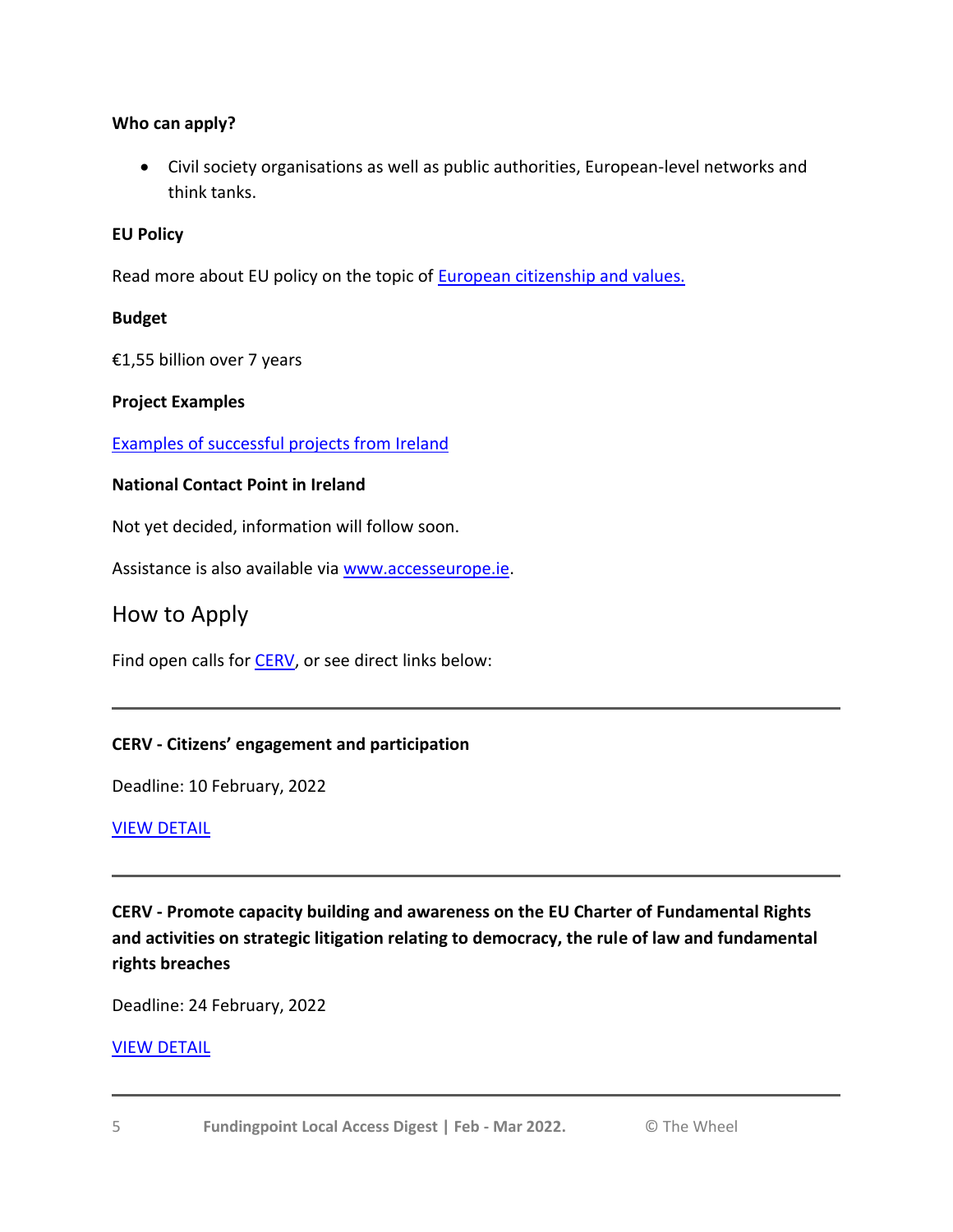**Who can apply?**

- Civil society organisations as well as public authorities, European-level networks and think tanks.

**EU Policy**

Read more about EU policy on the topic of European citizenship and values.

**Budget**

€1,55 billion over 7 years

**Project Examples**

Examples of successful projects from Ireland

**National Contact Point in Ireland**

Not yet decided, information will follow soon.

Assistance is also available via www.accesseurope.ie.

## How to Apply

Find open calls for CERV, or see direct links below:

---

**CERV - Citizens' engagement and participation**

Deadline: 10 February, 2022

VIEW DETAIL

---

**CERV - Promote capacity building and awareness on the EU Charter of Fundamental Rights and activities on strategic litigation relating to democracy, the rule of law and fundamental rights breaches**

Deadline: 24 February, 2022

VIEW DETAIL

---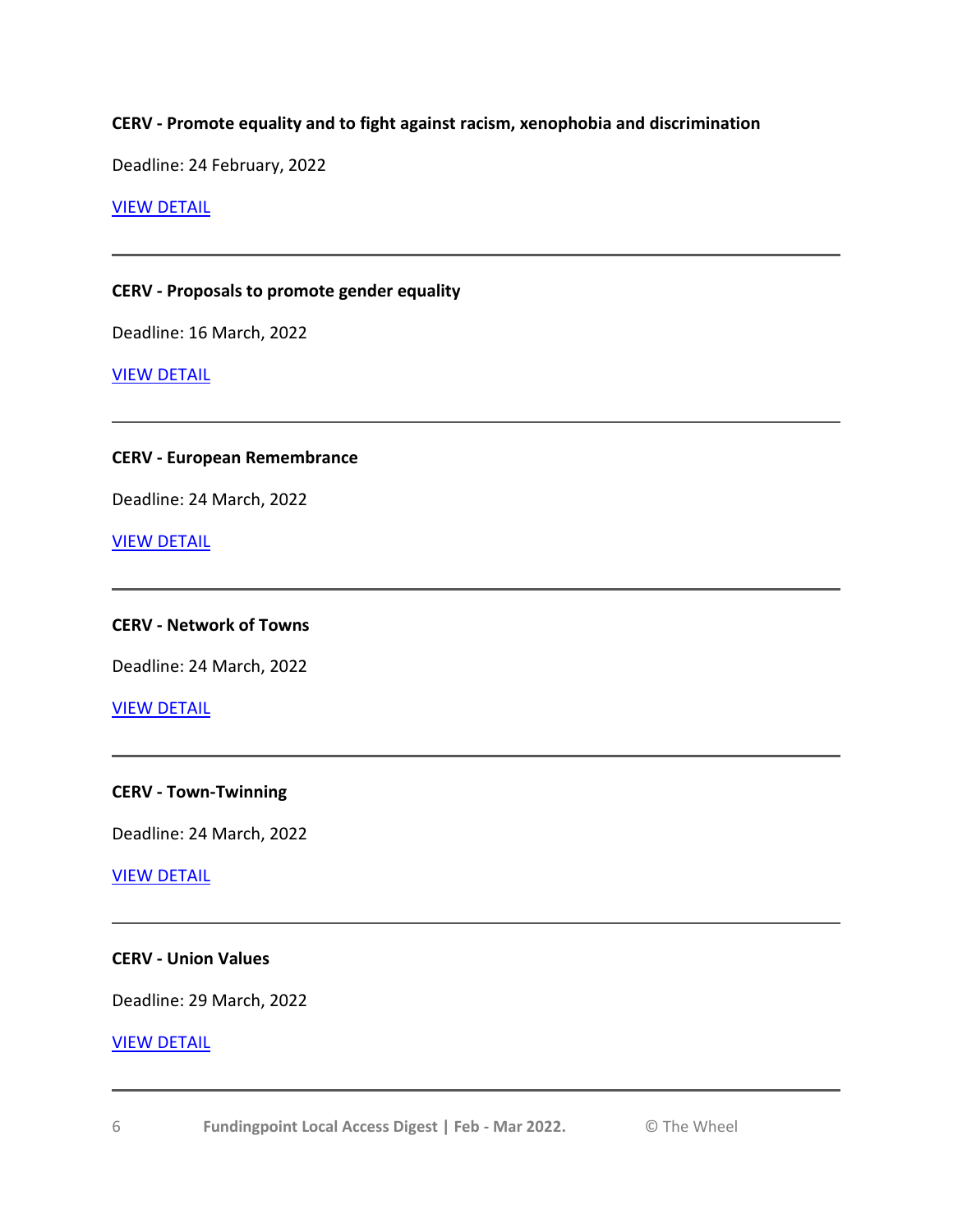**CERV - Promote equality and to fight against racism, xenophobia and discrimination**

Deadline: 24 February, 2022

VIEW DETAIL

---

**CERV - Proposals to promote gender equality**

Deadline: 16 March, 2022

VIEW DETAIL

---

**CERV - European Remembrance**

Deadline: 24 March, 2022

VIEW DETAIL

---

**CERV - Network of Towns**

Deadline: 24 March, 2022

VIEW DETAIL

---

**CERV - Town-Twinning**

Deadline: 24 March, 2022

VIEW DETAIL

---

**CERV - Union Values**

Deadline: 29 March, 2022

VIEW DETAIL

---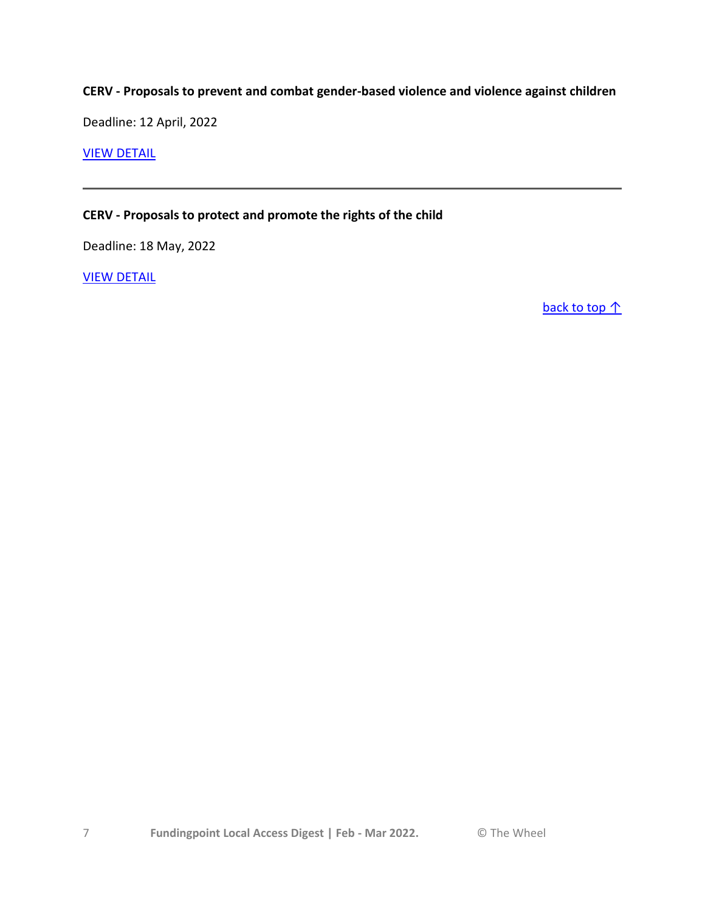**CERV - Proposals to prevent and combat gender-based violence and violence against children**

Deadline: 12 April, 2022

VIEW DETAIL

---

**CERV - Proposals to protect and promote the rights of the child**

Deadline: 18 May, 2022

VIEW DETAIL

back to top ↑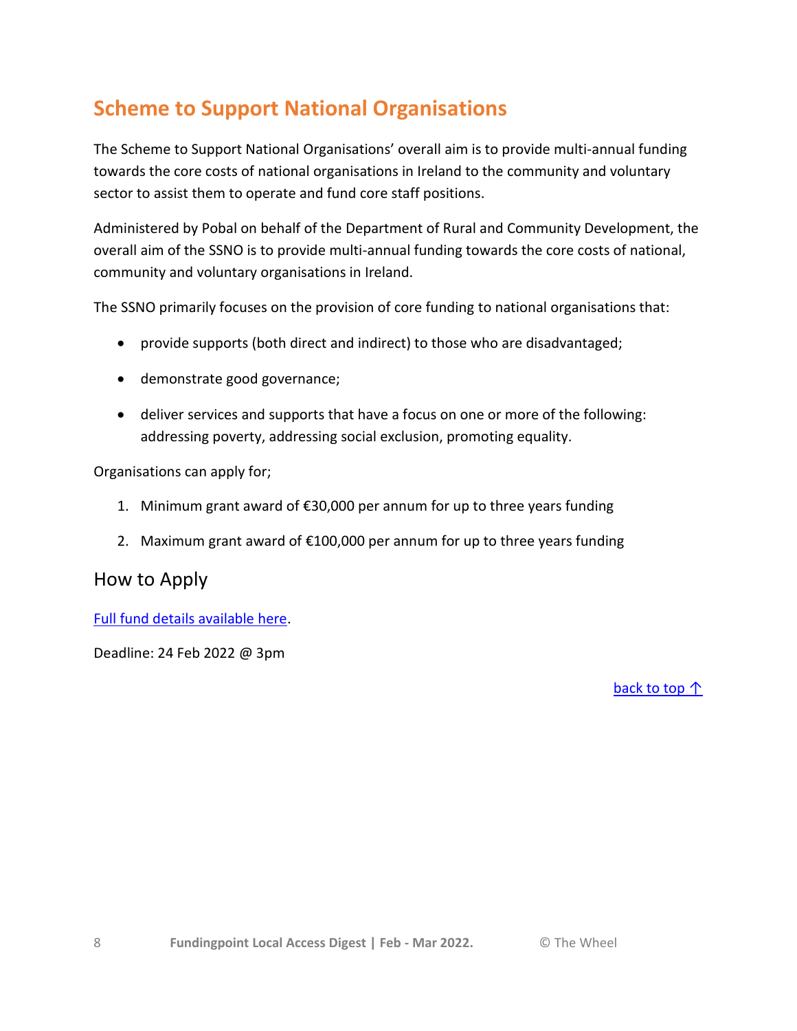# Scheme to Support National Organisations

The Scheme to Support National Organisations' overall aim is to provide multi-annual funding towards the core costs of national organisations in Ireland to the community and voluntary sector to assist them to operate and fund core staff positions.

Administered by Pobal on behalf of the Department of Rural and Community Development, the overall aim of the SSNO is to provide multi-annual funding towards the core costs of national, community and voluntary organisations in Ireland.

The SSNO primarily focuses on the provision of core funding to national organisations that:

- provide supports (both direct and indirect) to those who are disadvantaged;
- demonstrate good governance;
- deliver services and supports that have a focus on one or more of the following: addressing poverty, addressing social exclusion, promoting equality.

Organisations can apply for;

1. Minimum grant award of €30,000 per annum for up to three years funding
2. Maximum grant award of €100,000 per annum for up to three years funding

## How to Apply

Full fund details available here.

Deadline: 24 Feb 2022 @ 3pm

back to top ↑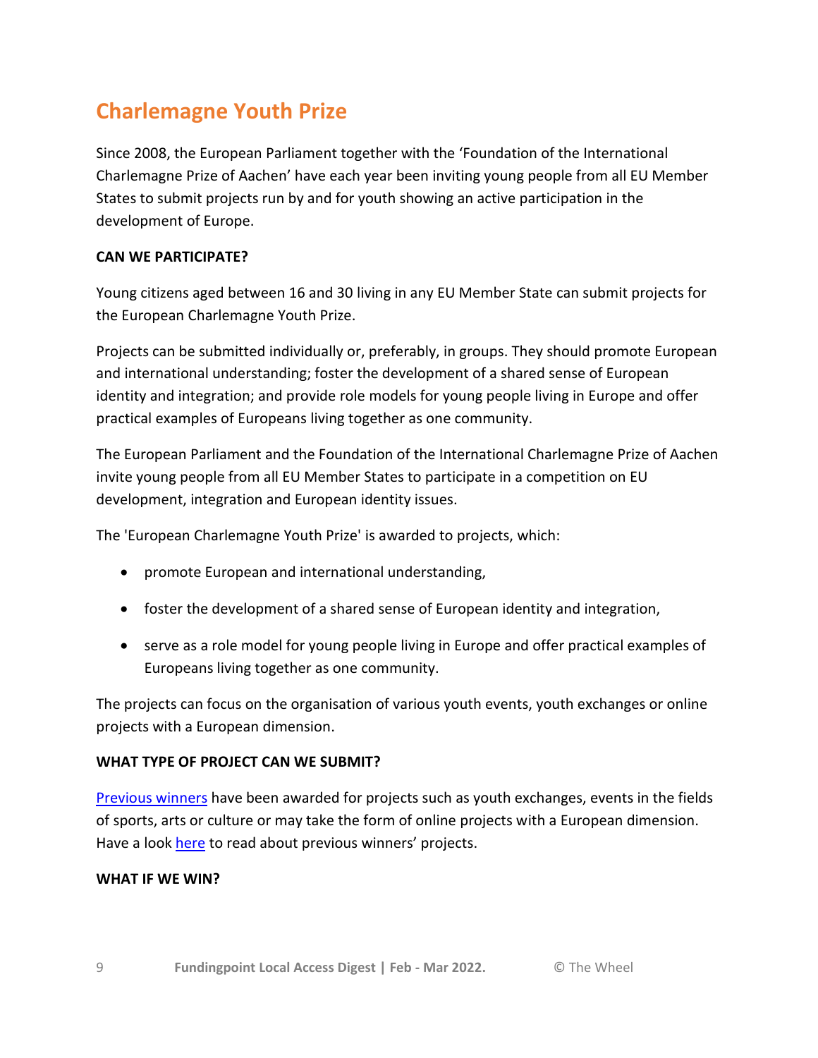## Charlemagne Youth Prize

Since 2008, the European Parliament together with the 'Foundation of the International Charlemagne Prize of Aachen' have each year been inviting young people from all EU Member States to submit projects run by and for youth showing an active participation in the development of Europe.

**CAN WE PARTICIPATE?**

Young citizens aged between 16 and 30 living in any EU Member State can submit projects for the European Charlemagne Youth Prize.

Projects can be submitted individually or, preferably, in groups. They should promote European and international understanding; foster the development of a shared sense of European identity and integration; and provide role models for young people living in Europe and offer practical examples of Europeans living together as one community.

The European Parliament and the Foundation of the International Charlemagne Prize of Aachen invite young people from all EU Member States to participate in a competition on EU development, integration and European identity issues.

The 'European Charlemagne Youth Prize' is awarded to projects, which:

- promote European and international understanding,
- foster the development of a shared sense of European identity and integration,
- serve as a role model for young people living in Europe and offer practical examples of Europeans living together as one community.

The projects can focus on the organisation of various youth events, youth exchanges or online projects with a European dimension.

**WHAT TYPE OF PROJECT CAN WE SUBMIT?**

Previous winners have been awarded for projects such as youth exchanges, events in the fields of sports, arts or culture or may take the form of online projects with a European dimension. Have a look here to read about previous winners' projects.

**WHAT IF WE WIN?**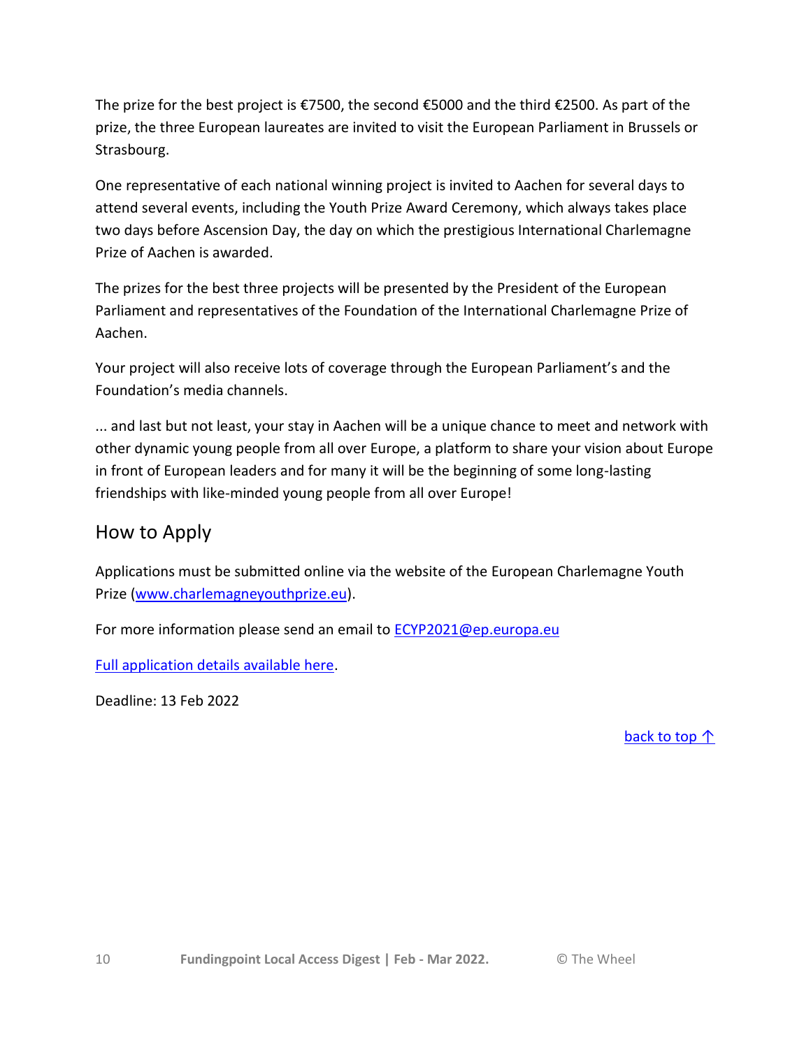The prize for the best project is €7500, the second €5000 and the third €2500. As part of the prize, the three European laureates are invited to visit the European Parliament in Brussels or Strasbourg.

One representative of each national winning project is invited to Aachen for several days to attend several events, including the Youth Prize Award Ceremony, which always takes place two days before Ascension Day, the day on which the prestigious International Charlemagne Prize of Aachen is awarded.

The prizes for the best three projects will be presented by the President of the European Parliament and representatives of the Foundation of the International Charlemagne Prize of Aachen.

Your project will also receive lots of coverage through the European Parliament's and the Foundation's media channels.

... and last but not least, your stay in Aachen will be a unique chance to meet and network with other dynamic young people from all over Europe, a platform to share your vision about Europe in front of European leaders and for many it will be the beginning of some long-lasting friendships with like-minded young people from all over Europe!

## How to Apply

Applications must be submitted online via the website of the European Charlemagne Youth Prize ([www.charlemagneyouthprize.eu](www.charlemagneyouthprize.eu)).

For more information please send an email to [ECYP2021@ep.europa.eu](mailto:ECYP2021@ep.europa.eu)

Full application details available here.

Deadline: 13 Feb 2022

back to top ↑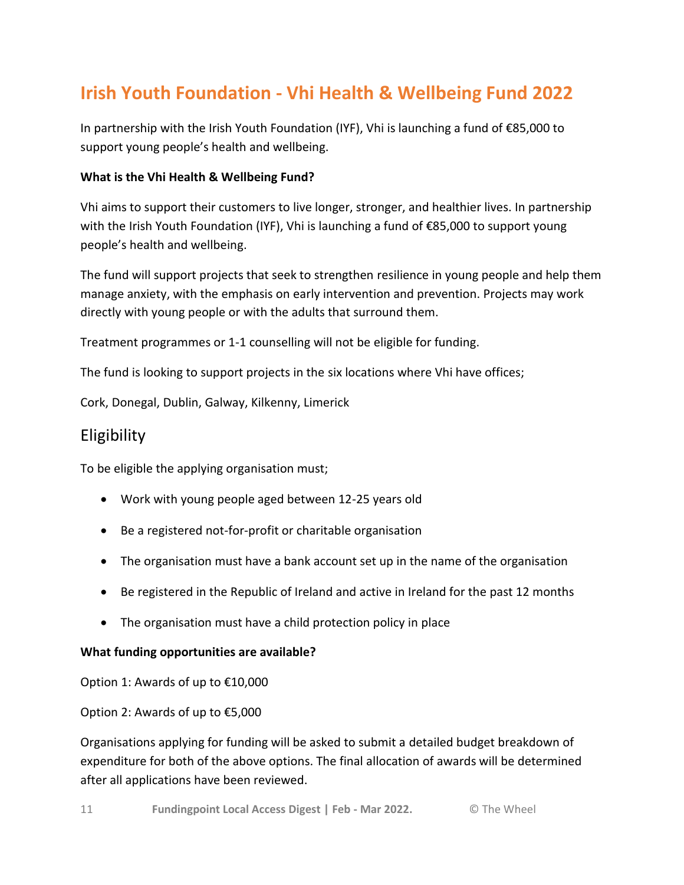# Irish Youth Foundation - Vhi Health & Wellbeing Fund 2022

In partnership with the Irish Youth Foundation (IYF), Vhi is launching a fund of €85,000 to support young people's health and wellbeing.

**What is the Vhi Health & Wellbeing Fund?**

Vhi aims to support their customers to live longer, stronger, and healthier lives. In partnership with the Irish Youth Foundation (IYF), Vhi is launching a fund of €85,000 to support young people's health and wellbeing.

The fund will support projects that seek to strengthen resilience in young people and help them manage anxiety, with the emphasis on early intervention and prevention. Projects may work directly with young people or with the adults that surround them.

Treatment programmes or 1-1 counselling will not be eligible for funding.

The fund is looking to support projects in the six locations where Vhi have offices;

Cork, Donegal, Dublin, Galway, Kilkenny, Limerick

## Eligibility

To be eligible the applying organisation must;

- Work with young people aged between 12-25 years old
- Be a registered not-for-profit or charitable organisation
- The organisation must have a bank account set up in the name of the organisation
- Be registered in the Republic of Ireland and active in Ireland for the past 12 months
- The organisation must have a child protection policy in place

**What funding opportunities are available?**

Option 1: Awards of up to €10,000

Option 2: Awards of up to €5,000

Organisations applying for funding will be asked to submit a detailed budget breakdown of expenditure for both of the above options. The final allocation of awards will be determined after all applications have been reviewed.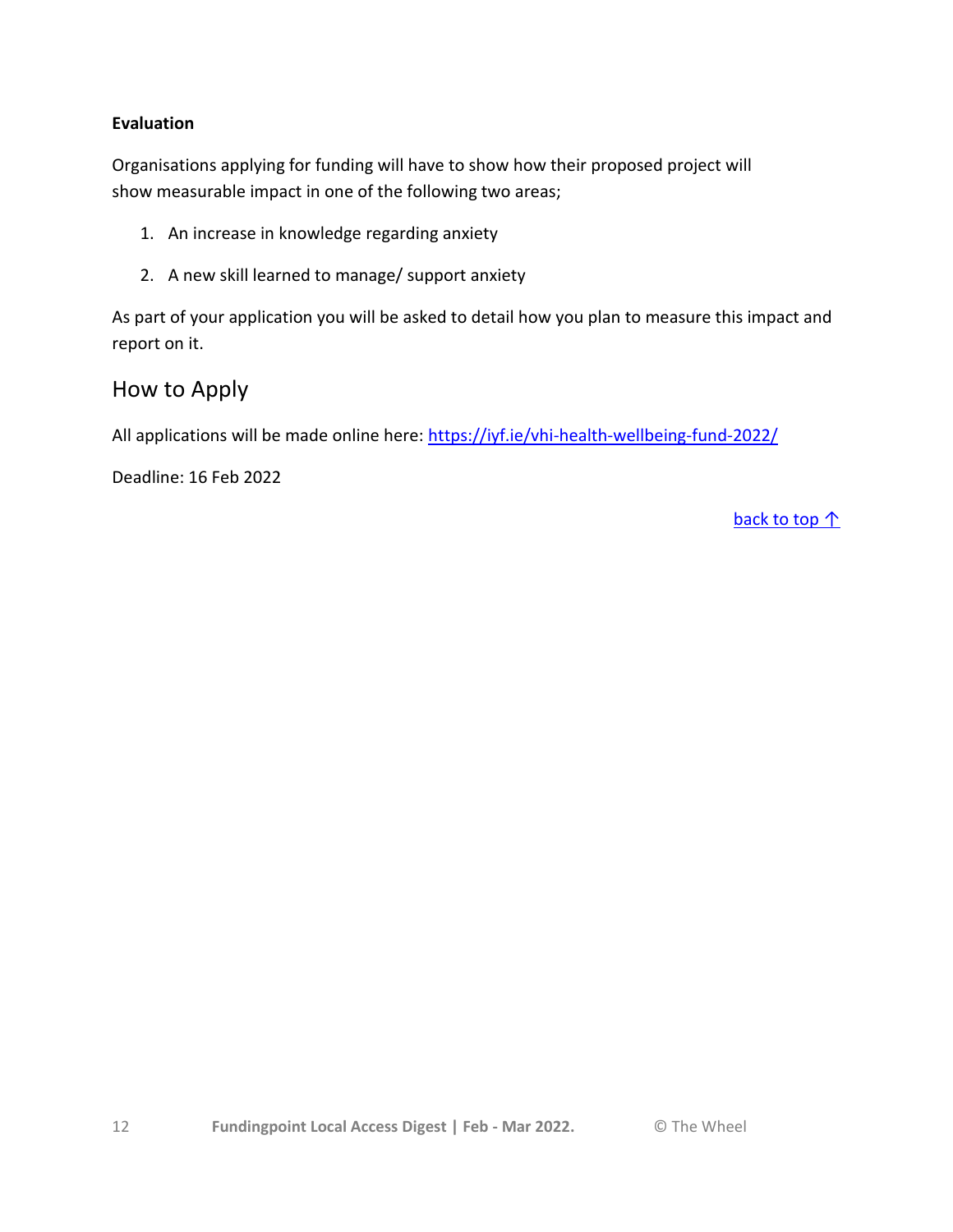**Evaluation**

Organisations applying for funding will have to show how their proposed project will show measurable impact in one of the following two areas;

1. An increase in knowledge regarding anxiety
2. A new skill learned to manage/ support anxiety

As part of your application you will be asked to detail how you plan to measure this impact and report on it.

## How to Apply

All applications will be made online here: [https://iyf.ie/vhi-health-wellbeing-fund-2022/](https://iyf.ie/vhi-health-wellbeing-fund-2022/)

Deadline: 16 Feb 2022

back to top ↑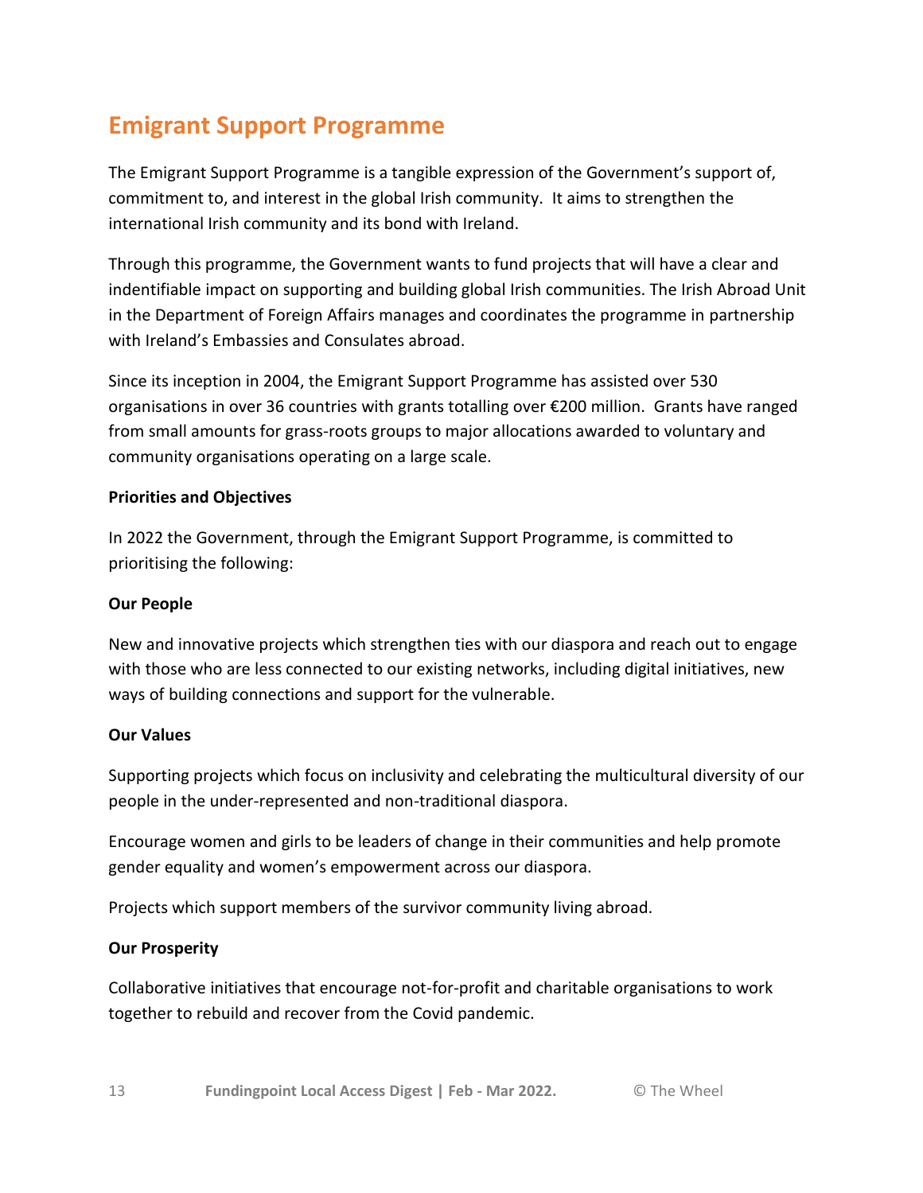## Emigrant Support Programme

The Emigrant Support Programme is a tangible expression of the Government's support of, commitment to, and interest in the global Irish community. It aims to strengthen the international Irish community and its bond with Ireland.

Through this programme, the Government wants to fund projects that will have a clear and indentifiable impact on supporting and building global Irish communities. The Irish Abroad Unit in the Department of Foreign Affairs manages and coordinates the programme in partnership with Ireland's Embassies and Consulates abroad.

Since its inception in 2004, the Emigrant Support Programme has assisted over 530 organisations in over 36 countries with grants totalling over €200 million. Grants have ranged from small amounts for grass-roots groups to major allocations awarded to voluntary and community organisations operating on a large scale.

**Priorities and Objectives**

In 2022 the Government, through the Emigrant Support Programme, is committed to prioritising the following:

**Our People**

New and innovative projects which strengthen ties with our diaspora and reach out to engage with those who are less connected to our existing networks, including digital initiatives, new ways of building connections and support for the vulnerable.

**Our Values**

Supporting projects which focus on inclusivity and celebrating the multicultural diversity of our people in the under-represented and non-traditional diaspora.

Encourage women and girls to be leaders of change in their communities and help promote gender equality and women's empowerment across our diaspora.

Projects which support members of the survivor community living abroad.

**Our Prosperity**

Collaborative initiatives that encourage not-for-profit and charitable organisations to work together to rebuild and recover from the Covid pandemic.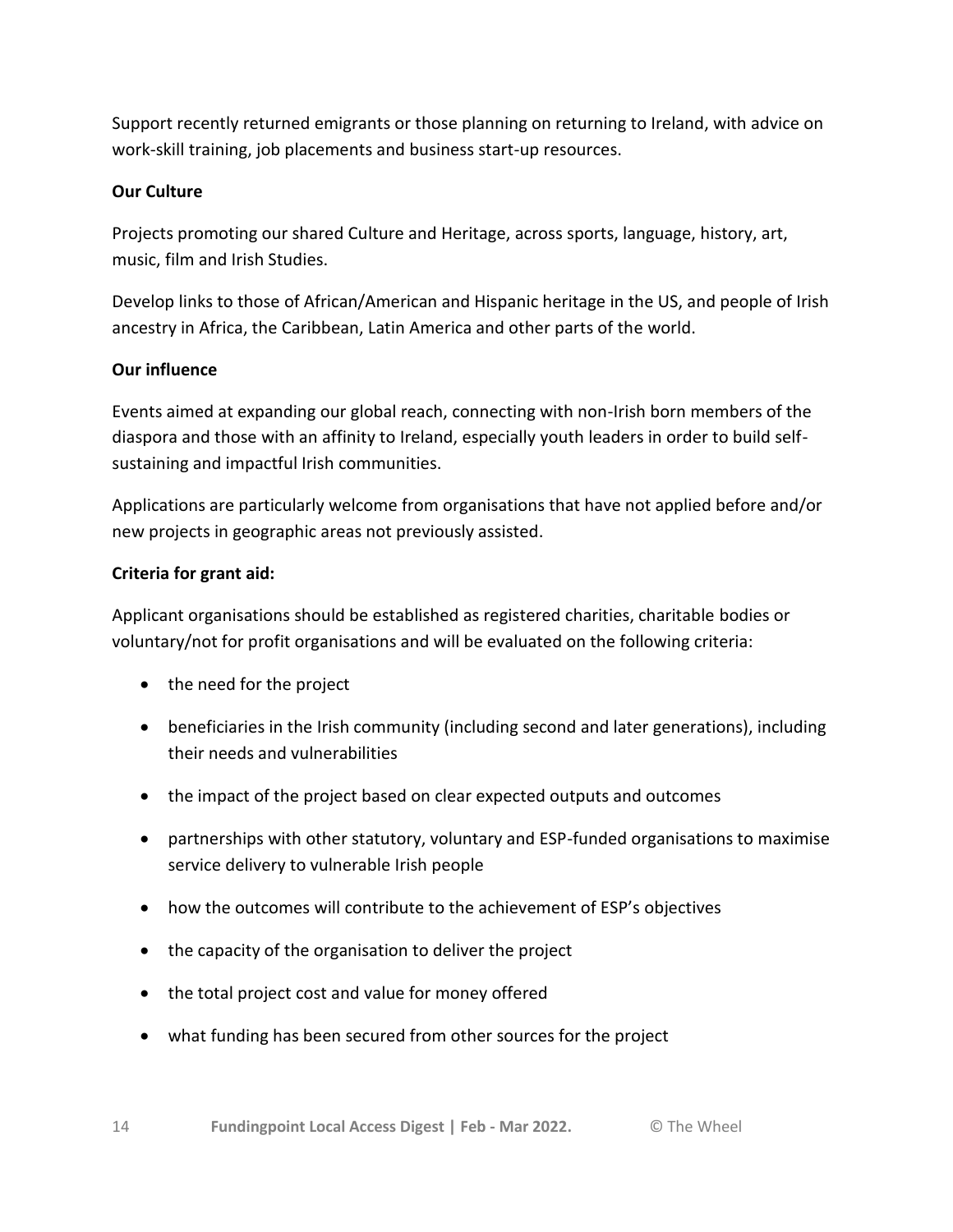Support recently returned emigrants or those planning on returning to Ireland, with advice on work-skill training, job placements and business start-up resources.

**Our Culture**

Projects promoting our shared Culture and Heritage, across sports, language, history, art, music, film and Irish Studies.

Develop links to those of African/American and Hispanic heritage in the US, and people of Irish ancestry in Africa, the Caribbean, Latin America and other parts of the world.

**Our influence**

Events aimed at expanding our global reach, connecting with non-Irish born members of the diaspora and those with an affinity to Ireland, especially youth leaders in order to build self-sustaining and impactful Irish communities.

Applications are particularly welcome from organisations that have not applied before and/or new projects in geographic areas not previously assisted.

**Criteria for grant aid:**

Applicant organisations should be established as registered charities, charitable bodies or voluntary/not for profit organisations and will be evaluated on the following criteria:

- the need for the project
- beneficiaries in the Irish community (including second and later generations), including their needs and vulnerabilities
- the impact of the project based on clear expected outputs and outcomes
- partnerships with other statutory, voluntary and ESP-funded organisations to maximise service delivery to vulnerable Irish people
- how the outcomes will contribute to the achievement of ESP's objectives
- the capacity of the organisation to deliver the project
- the total project cost and value for money offered
- what funding has been secured from other sources for the project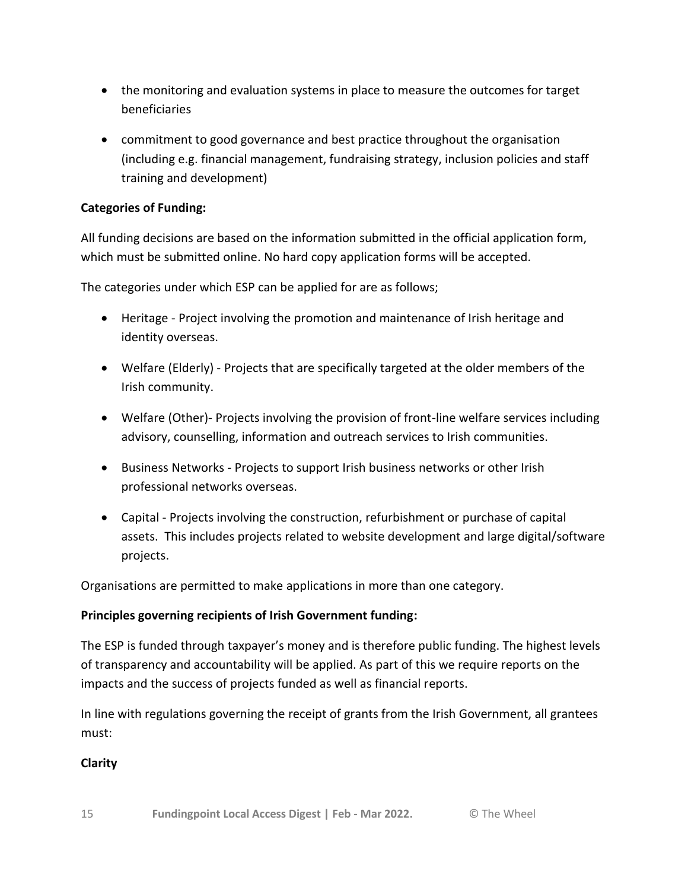- the monitoring and evaluation systems in place to measure the outcomes for target beneficiaries
- commitment to good governance and best practice throughout the organisation (including e.g. financial management, fundraising strategy, inclusion policies and staff training and development)

**Categories of Funding:**

All funding decisions are based on the information submitted in the official application form, which must be submitted online. No hard copy application forms will be accepted.

The categories under which ESP can be applied for are as follows;

- Heritage - Project involving the promotion and maintenance of Irish heritage and identity overseas.
- Welfare (Elderly) - Projects that are specifically targeted at the older members of the Irish community.
- Welfare (Other)- Projects involving the provision of front-line welfare services including advisory, counselling, information and outreach services to Irish communities.
- Business Networks - Projects to support Irish business networks or other Irish professional networks overseas.
- Capital - Projects involving the construction, refurbishment or purchase of capital assets. This includes projects related to website development and large digital/software projects.

Organisations are permitted to make applications in more than one category.

**Principles governing recipients of Irish Government funding:**

The ESP is funded through taxpayer's money and is therefore public funding. The highest levels of transparency and accountability will be applied. As part of this we require reports on the impacts and the success of projects funded as well as financial reports.

In line with regulations governing the receipt of grants from the Irish Government, all grantees must:

**Clarity**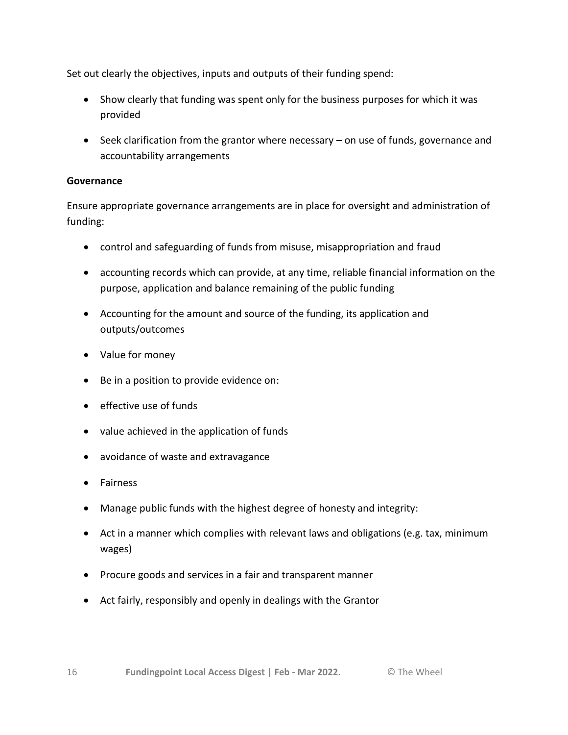Set out clearly the objectives, inputs and outputs of their funding spend:

- Show clearly that funding was spent only for the business purposes for which it was provided
- Seek clarification from the grantor where necessary – on use of funds, governance and accountability arrangements

**Governance**

Ensure appropriate governance arrangements are in place for oversight and administration of funding:

- control and safeguarding of funds from misuse, misappropriation and fraud
- accounting records which can provide, at any time, reliable financial information on the purpose, application and balance remaining of the public funding
- Accounting for the amount and source of the funding, its application and outputs/outcomes
- Value for money
- Be in a position to provide evidence on:
- effective use of funds
- value achieved in the application of funds
- avoidance of waste and extravagance
- Fairness
- Manage public funds with the highest degree of honesty and integrity:
- Act in a manner which complies with relevant laws and obligations (e.g. tax, minimum wages)
- Procure goods and services in a fair and transparent manner
- Act fairly, responsibly and openly in dealings with the Grantor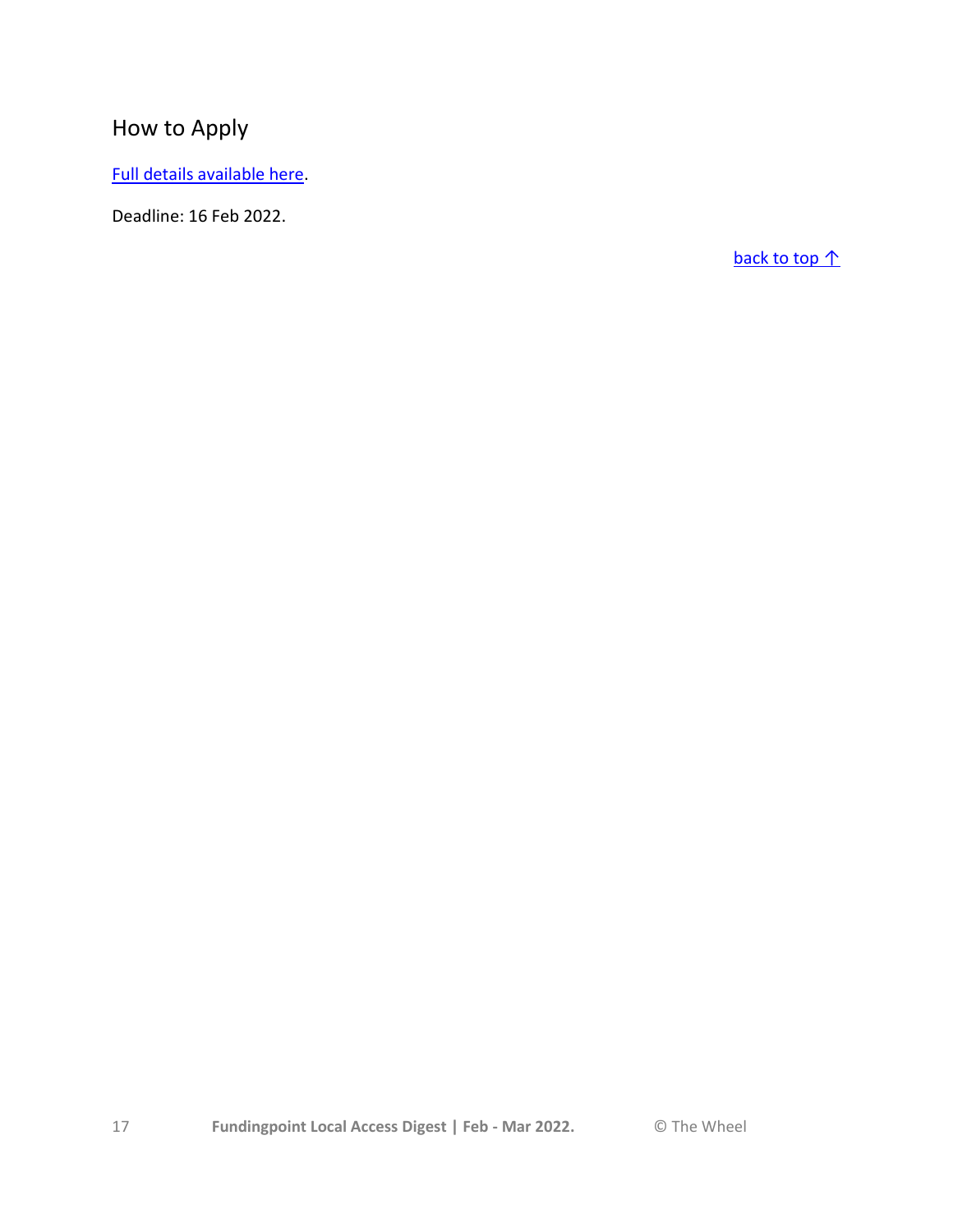## How to Apply

Full details available here.

Deadline: 16 Feb 2022.

back to top ↑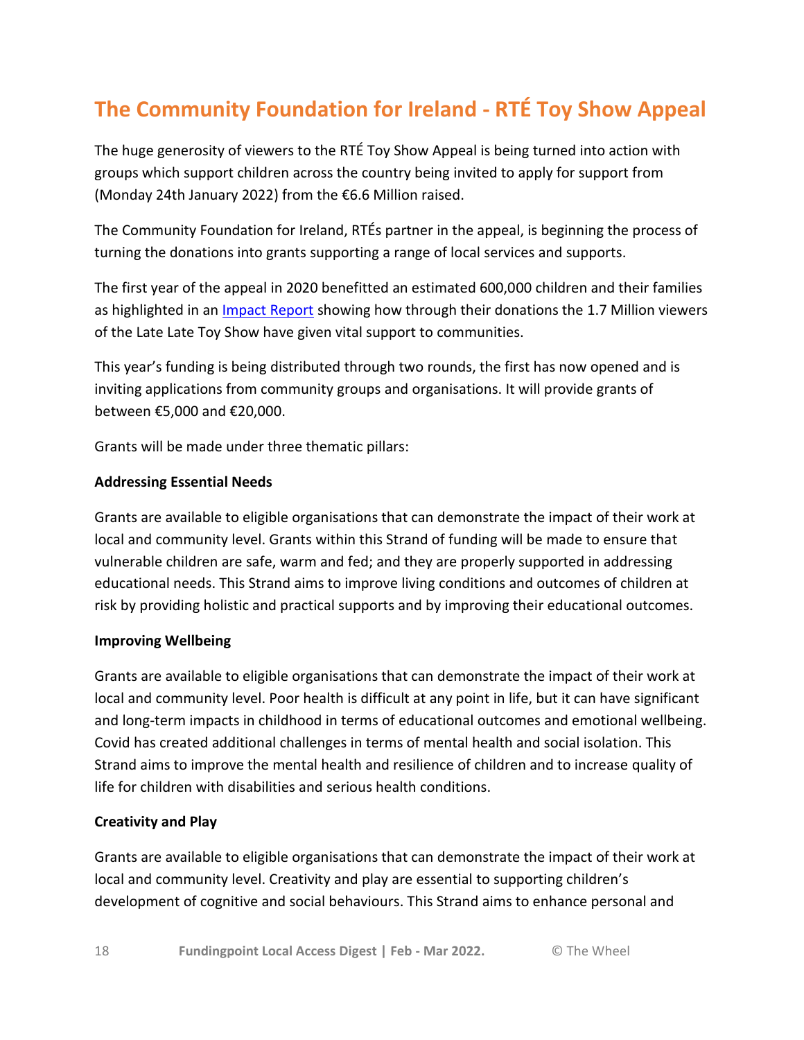## The Community Foundation for Ireland - RTÉ Toy Show Appeal

The huge generosity of viewers to the RTÉ Toy Show Appeal is being turned into action with groups which support children across the country being invited to apply for support from (Monday 24th January 2022) from the €6.6 Million raised.

The Community Foundation for Ireland, RTÉs partner in the appeal, is beginning the process of turning the donations into grants supporting a range of local services and supports.

The first year of the appeal in 2020 benefitted an estimated 600,000 children and their families as highlighted in an Impact Report showing how through their donations the 1.7 Million viewers of the Late Late Toy Show have given vital support to communities.

This year's funding is being distributed through two rounds, the first has now opened and is inviting applications from community groups and organisations. It will provide grants of between €5,000 and €20,000.

Grants will be made under three thematic pillars:

**Addressing Essential Needs**

Grants are available to eligible organisations that can demonstrate the impact of their work at local and community level. Grants within this Strand of funding will be made to ensure that vulnerable children are safe, warm and fed; and they are properly supported in addressing educational needs. This Strand aims to improve living conditions and outcomes of children at risk by providing holistic and practical supports and by improving their educational outcomes.

**Improving Wellbeing**

Grants are available to eligible organisations that can demonstrate the impact of their work at local and community level. Poor health is difficult at any point in life, but it can have significant and long-term impacts in childhood in terms of educational outcomes and emotional wellbeing. Covid has created additional challenges in terms of mental health and social isolation. This Strand aims to improve the mental health and resilience of children and to increase quality of life for children with disabilities and serious health conditions.

**Creativity and Play**

Grants are available to eligible organisations that can demonstrate the impact of their work at local and community level. Creativity and play are essential to supporting children's development of cognitive and social behaviours. This Strand aims to enhance personal and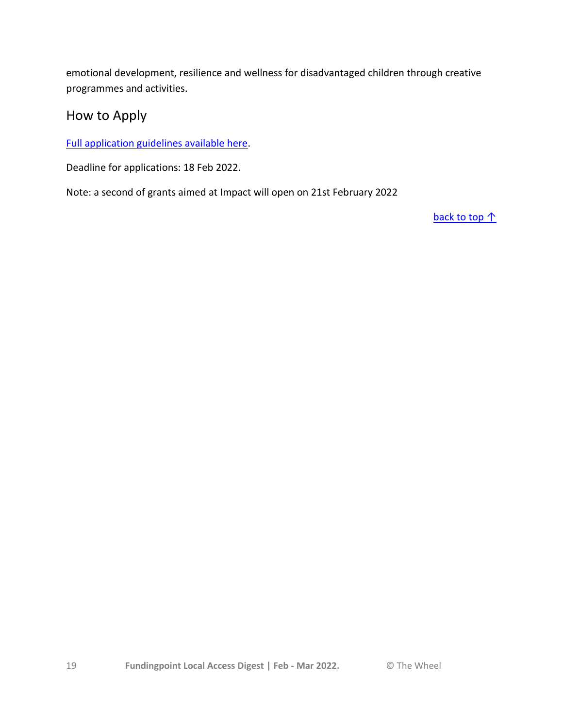emotional development, resilience and wellness for disadvantaged children through creative programmes and activities.

## How to Apply

[Full application guidelines available here].

Deadline for applications: 18 Feb 2022.

Note: a second of grants aimed at Impact will open on 21st February 2022

[back to top ↑]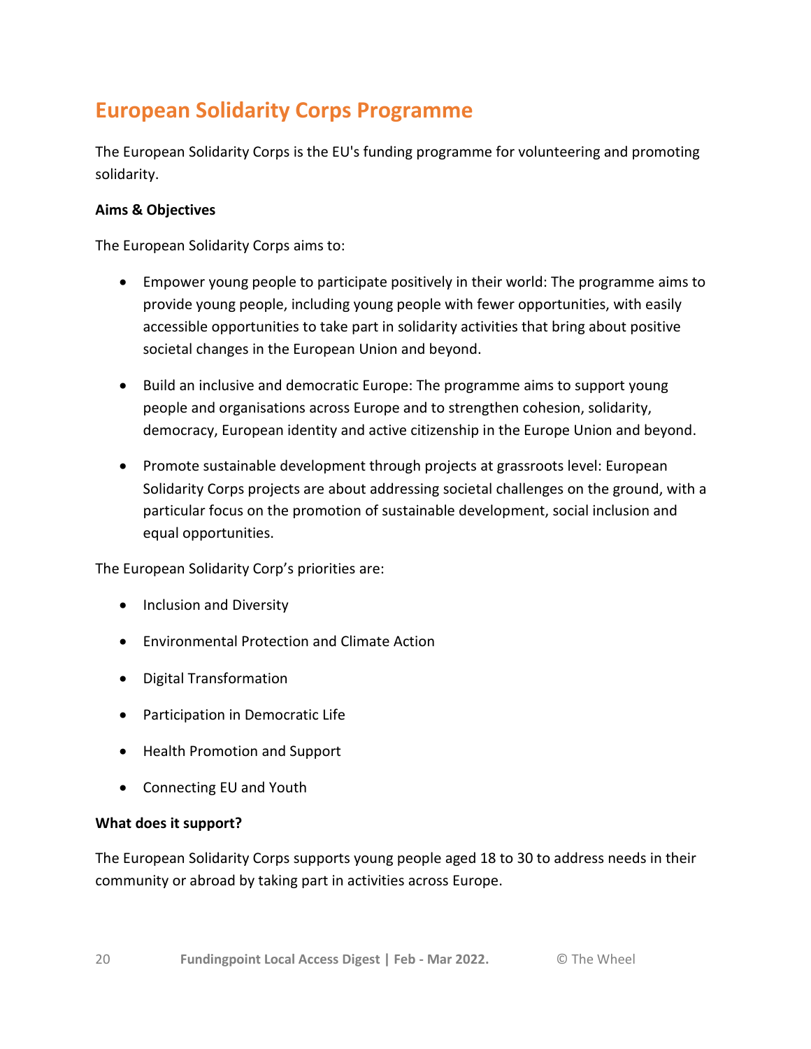## European Solidarity Corps Programme

The European Solidarity Corps is the EU's funding programme for volunteering and promoting solidarity.

**Aims & Objectives**

The European Solidarity Corps aims to:

- Empower young people to participate positively in their world: The programme aims to provide young people, including young people with fewer opportunities, with easily accessible opportunities to take part in solidarity activities that bring about positive societal changes in the European Union and beyond.
- Build an inclusive and democratic Europe: The programme aims to support young people and organisations across Europe and to strengthen cohesion, solidarity, democracy, European identity and active citizenship in the Europe Union and beyond.
- Promote sustainable development through projects at grassroots level: European Solidarity Corps projects are about addressing societal challenges on the ground, with a particular focus on the promotion of sustainable development, social inclusion and equal opportunities.

The European Solidarity Corp's priorities are:

- Inclusion and Diversity
- Environmental Protection and Climate Action
- Digital Transformation
- Participation in Democratic Life
- Health Promotion and Support
- Connecting EU and Youth

**What does it support?**

The European Solidarity Corps supports young people aged 18 to 30 to address needs in their community or abroad by taking part in activities across Europe.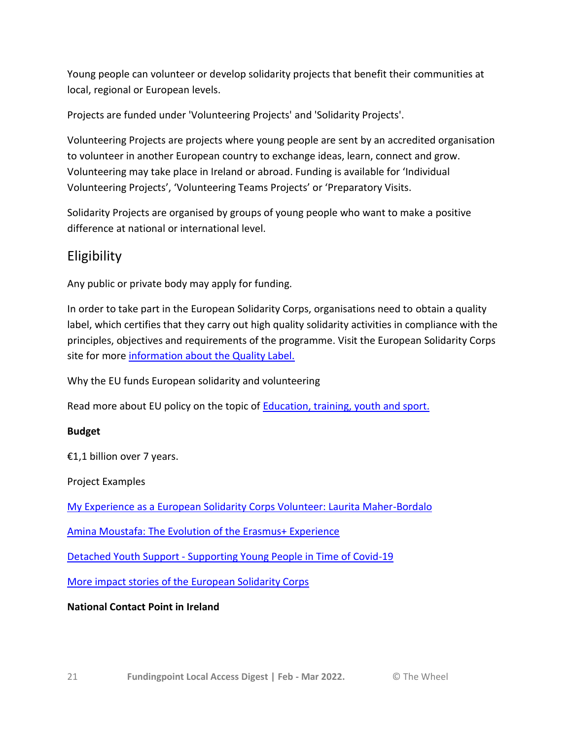Young people can volunteer or develop solidarity projects that benefit their communities at local, regional or European levels.

Projects are funded under 'Volunteering Projects' and 'Solidarity Projects'.

Volunteering Projects are projects where young people are sent by an accredited organisation to volunteer in another European country to exchange ideas, learn, connect and grow. Volunteering may take place in Ireland or abroad. Funding is available for 'Individual Volunteering Projects', 'Volunteering Teams Projects' or 'Preparatory Visits.

Solidarity Projects are organised by groups of young people who want to make a positive difference at national or international level.

## Eligibility

Any public or private body may apply for funding.

In order to take part in the European Solidarity Corps, organisations need to obtain a quality label, which certifies that they carry out high quality solidarity activities in compliance with the principles, objectives and requirements of the programme. Visit the European Solidarity Corps site for more information about the Quality Label.

Why the EU funds European solidarity and volunteering

Read more about EU policy on the topic of Education, training, youth and sport.

**Budget**

€1,1 billion over 7 years.

Project Examples

My Experience as a European Solidarity Corps Volunteer: Laurita Maher-Bordalo

Amina Moustafa: The Evolution of the Erasmus+ Experience

Detached Youth Support - Supporting Young People in Time of Covid-19

More impact stories of the European Solidarity Corps

**National Contact Point in Ireland**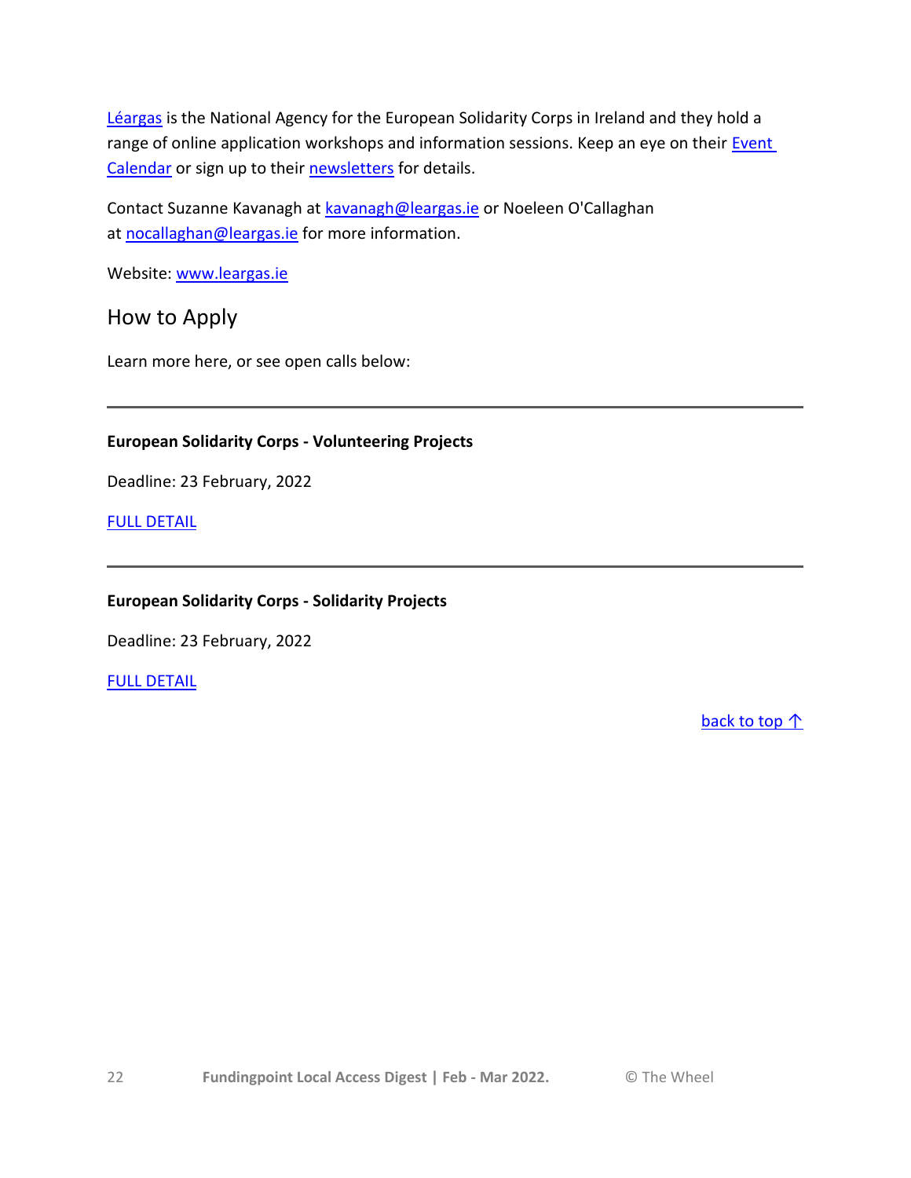Léargas is the National Agency for the European Solidarity Corps in Ireland and they hold a range of online application workshops and information sessions. Keep an eye on their Event Calendar or sign up to their newsletters for details.

Contact Suzanne Kavanagh at kavanagh@leargas.ie or Noeleen O'Callaghan at nocallaghan@leargas.ie for more information.

Website: www.leargas.ie

## How to Apply

Learn more here, or see open calls below:

---

**European Solidarity Corps - Volunteering Projects**

Deadline: 23 February, 2022

FULL DETAIL

---

**European Solidarity Corps - Solidarity Projects**

Deadline: 23 February, 2022

FULL DETAIL

back to top ↑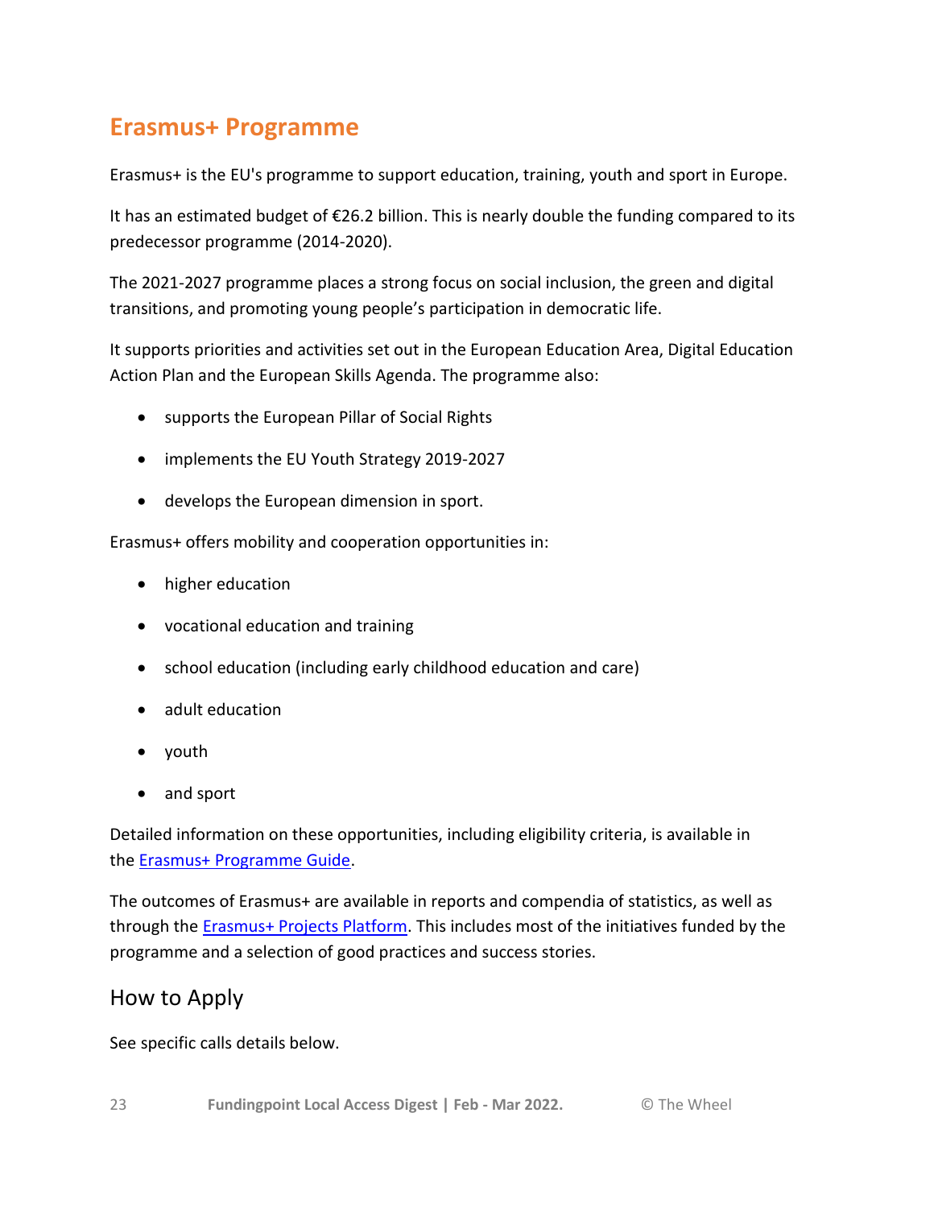## Erasmus+ Programme

Erasmus+ is the EU's programme to support education, training, youth and sport in Europe.

It has an estimated budget of €26.2 billion. This is nearly double the funding compared to its predecessor programme (2014-2020).

The 2021-2027 programme places a strong focus on social inclusion, the green and digital transitions, and promoting young people's participation in democratic life.

It supports priorities and activities set out in the European Education Area, Digital Education Action Plan and the European Skills Agenda. The programme also:

- supports the European Pillar of Social Rights
- implements the EU Youth Strategy 2019-2027
- develops the European dimension in sport.

Erasmus+ offers mobility and cooperation opportunities in:

- higher education
- vocational education and training
- school education (including early childhood education and care)
- adult education
- youth
- and sport

Detailed information on these opportunities, including eligibility criteria, is available in the [Erasmus+ Programme Guide](Erasmus+ Programme Guide).

The outcomes of Erasmus+ are available in reports and compendia of statistics, as well as through the [Erasmus+ Projects Platform](Erasmus+ Projects Platform). This includes most of the initiatives funded by the programme and a selection of good practices and success stories.

### How to Apply

See specific calls details below.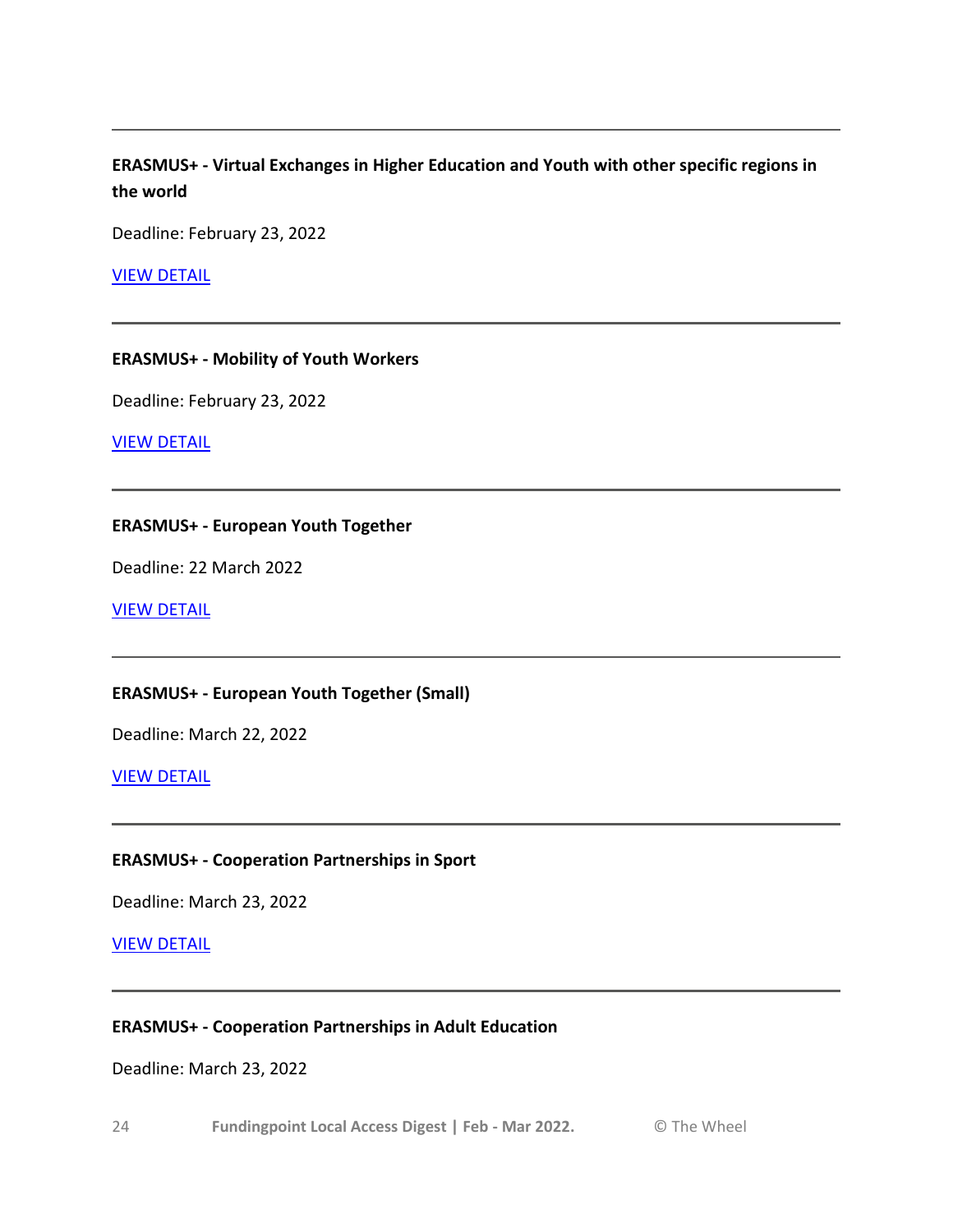---

**ERASMUS+ - Virtual Exchanges in Higher Education and Youth with other specific regions in the world**

Deadline: February 23, 2022

VIEW DETAIL

---

**ERASMUS+ - Mobility of Youth Workers**

Deadline: February 23, 2022

VIEW DETAIL

---

**ERASMUS+ - European Youth Together**

Deadline: 22 March 2022

VIEW DETAIL

---

**ERASMUS+ - European Youth Together (Small)**

Deadline: March 22, 2022

VIEW DETAIL

---

**ERASMUS+ - Cooperation Partnerships in Sport**

Deadline: March 23, 2022

VIEW DETAIL

---

**ERASMUS+ - Cooperation Partnerships in Adult Education**

Deadline: March 23, 2022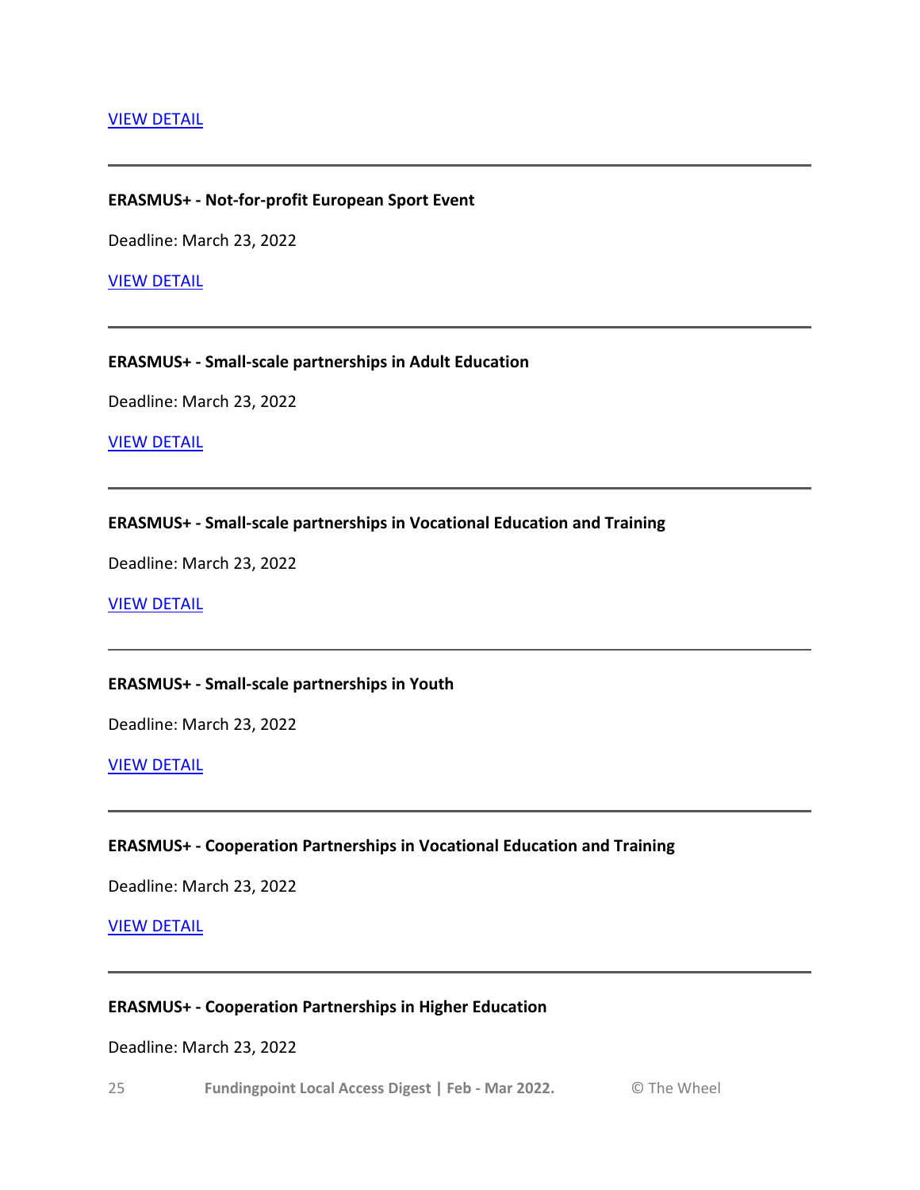VIEW DETAIL

---

**ERASMUS+ - Not-for-profit European Sport Event**

Deadline: March 23, 2022

VIEW DETAIL

---

**ERASMUS+ - Small-scale partnerships in Adult Education**

Deadline: March 23, 2022

VIEW DETAIL

---

**ERASMUS+ - Small-scale partnerships in Vocational Education and Training**

Deadline: March 23, 2022

VIEW DETAIL

---

**ERASMUS+ - Small-scale partnerships in Youth**

Deadline: March 23, 2022

VIEW DETAIL

---

**ERASMUS+ - Cooperation Partnerships in Vocational Education and Training**

Deadline: March 23, 2022

VIEW DETAIL

---

**ERASMUS+ - Cooperation Partnerships in Higher Education**

Deadline: March 23, 2022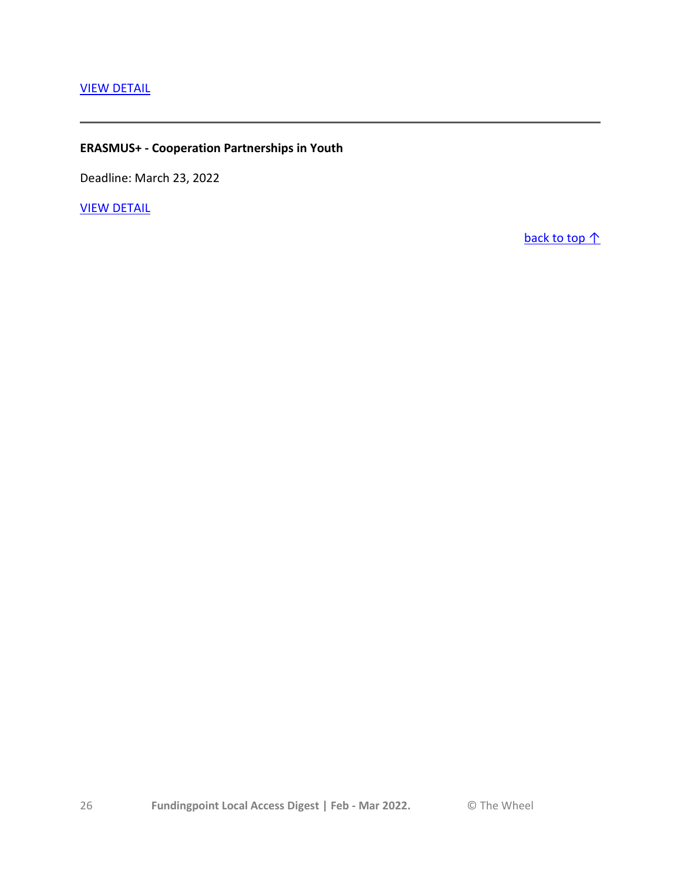VIEW DETAIL

---

**ERASMUS+ - Cooperation Partnerships in Youth**

Deadline: March 23, 2022

VIEW DETAIL

back to top ↑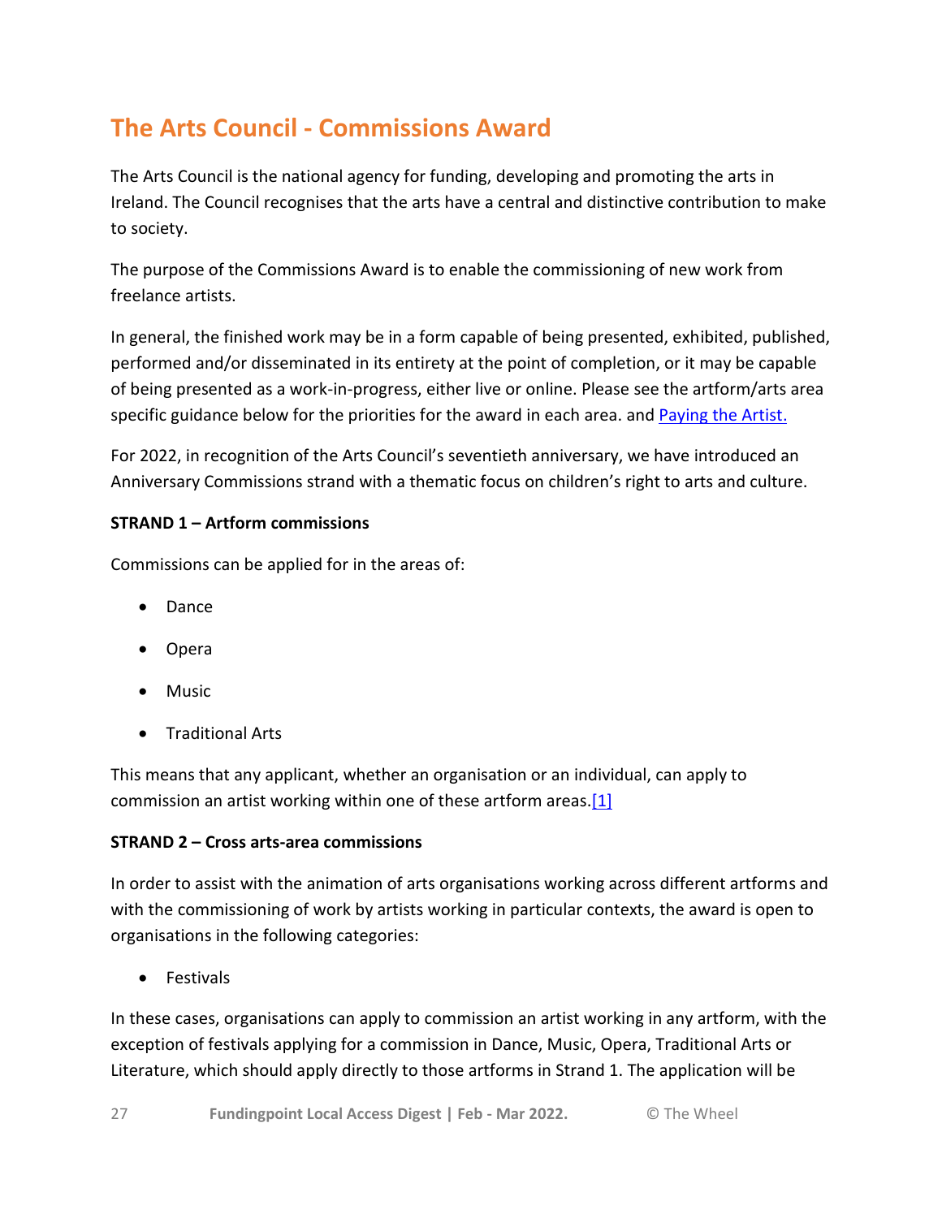## The Arts Council - Commissions Award

The Arts Council is the national agency for funding, developing and promoting the arts in Ireland. The Council recognises that the arts have a central and distinctive contribution to make to society.

The purpose of the Commissions Award is to enable the commissioning of new work from freelance artists.

In general, the finished work may be in a form capable of being presented, exhibited, published, performed and/or disseminated in its entirety at the point of completion, or it may be capable of being presented as a work-in-progress, either live or online. Please see the artform/arts area specific guidance below for the priorities for the award in each area. and Paying the Artist.

For 2022, in recognition of the Arts Council's seventieth anniversary, we have introduced an Anniversary Commissions strand with a thematic focus on children's right to arts and culture.

**STRAND 1 – Artform commissions**

Commissions can be applied for in the areas of:

- Dance
- Opera
- Music
- Traditional Arts

This means that any applicant, whether an organisation or an individual, can apply to commission an artist working within one of these artform areas.[1]

**STRAND 2 – Cross arts-area commissions**

In order to assist with the animation of arts organisations working across different artforms and with the commissioning of work by artists working in particular contexts, the award is open to organisations in the following categories:

- Festivals

In these cases, organisations can apply to commission an artist working in any artform, with the exception of festivals applying for a commission in Dance, Music, Opera, Traditional Arts or Literature, which should apply directly to those artforms in Strand 1. The application will be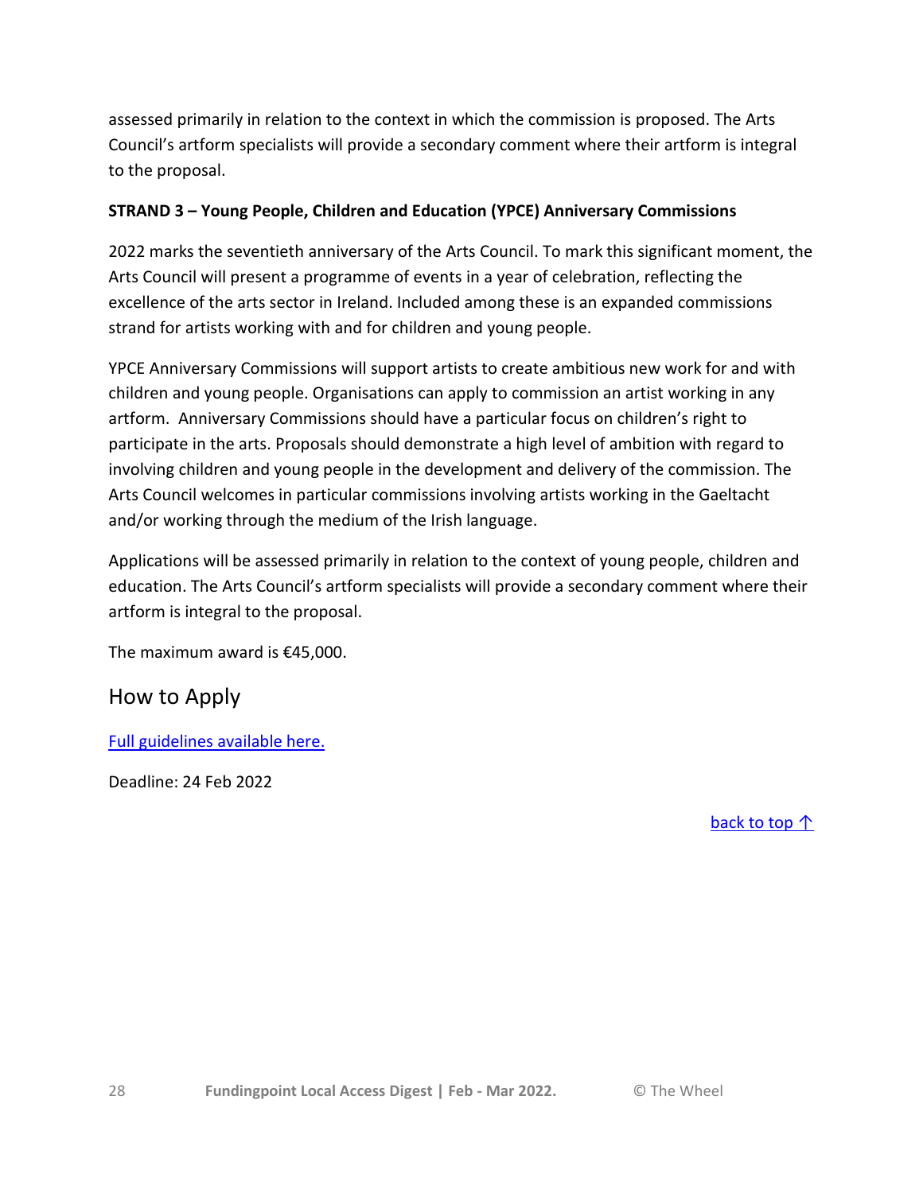assessed primarily in relation to the context in which the commission is proposed. The Arts Council's artform specialists will provide a secondary comment where their artform is integral to the proposal.

**STRAND 3 – Young People, Children and Education (YPCE) Anniversary Commissions**

2022 marks the seventieth anniversary of the Arts Council. To mark this significant moment, the Arts Council will present a programme of events in a year of celebration, reflecting the excellence of the arts sector in Ireland. Included among these is an expanded commissions strand for artists working with and for children and young people.

YPCE Anniversary Commissions will support artists to create ambitious new work for and with children and young people. Organisations can apply to commission an artist working in any artform. Anniversary Commissions should have a particular focus on children's right to participate in the arts. Proposals should demonstrate a high level of ambition with regard to involving children and young people in the development and delivery of the commission. The Arts Council welcomes in particular commissions involving artists working in the Gaeltacht and/or working through the medium of the Irish language.

Applications will be assessed primarily in relation to the context of young people, children and education. The Arts Council's artform specialists will provide a secondary comment where their artform is integral to the proposal.

The maximum award is €45,000.

## How to Apply

Full guidelines available here.

Deadline: 24 Feb 2022

back to top ↑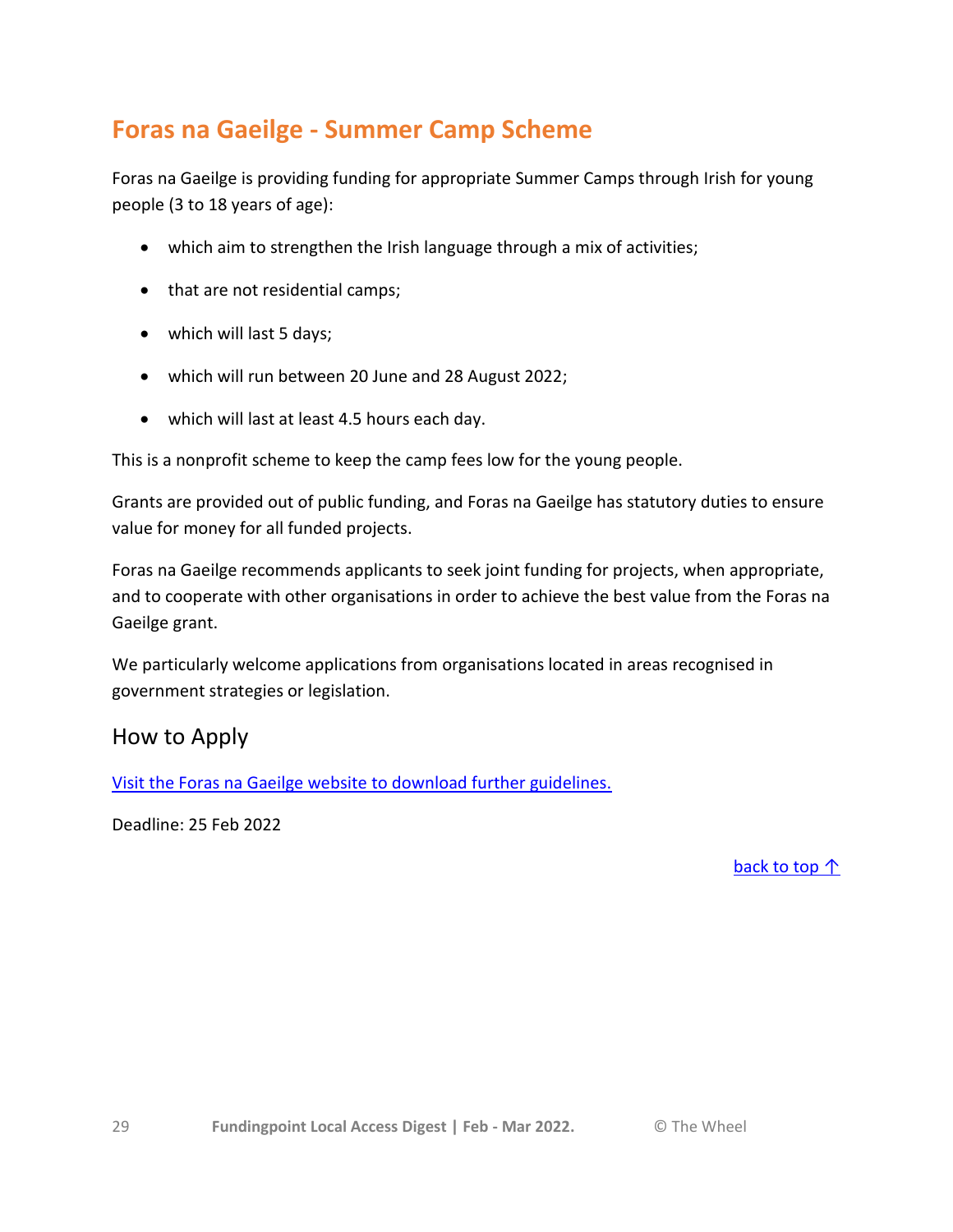## Foras na Gaeilge - Summer Camp Scheme

Foras na Gaeilge is providing funding for appropriate Summer Camps through Irish for young people (3 to 18 years of age):

- which aim to strengthen the Irish language through a mix of activities;
- that are not residential camps;
- which will last 5 days;
- which will run between 20 June and 28 August 2022;
- which will last at least 4.5 hours each day.

This is a nonprofit scheme to keep the camp fees low for the young people.

Grants are provided out of public funding, and Foras na Gaeilge has statutory duties to ensure value for money for all funded projects.

Foras na Gaeilge recommends applicants to seek joint funding for projects, when appropriate, and to cooperate with other organisations in order to achieve the best value from the Foras na Gaeilge grant.

We particularly welcome applications from organisations located in areas recognised in government strategies or legislation.

### How to Apply

Visit the Foras na Gaeilge website to download further guidelines.

Deadline: 25 Feb 2022

back to top ↑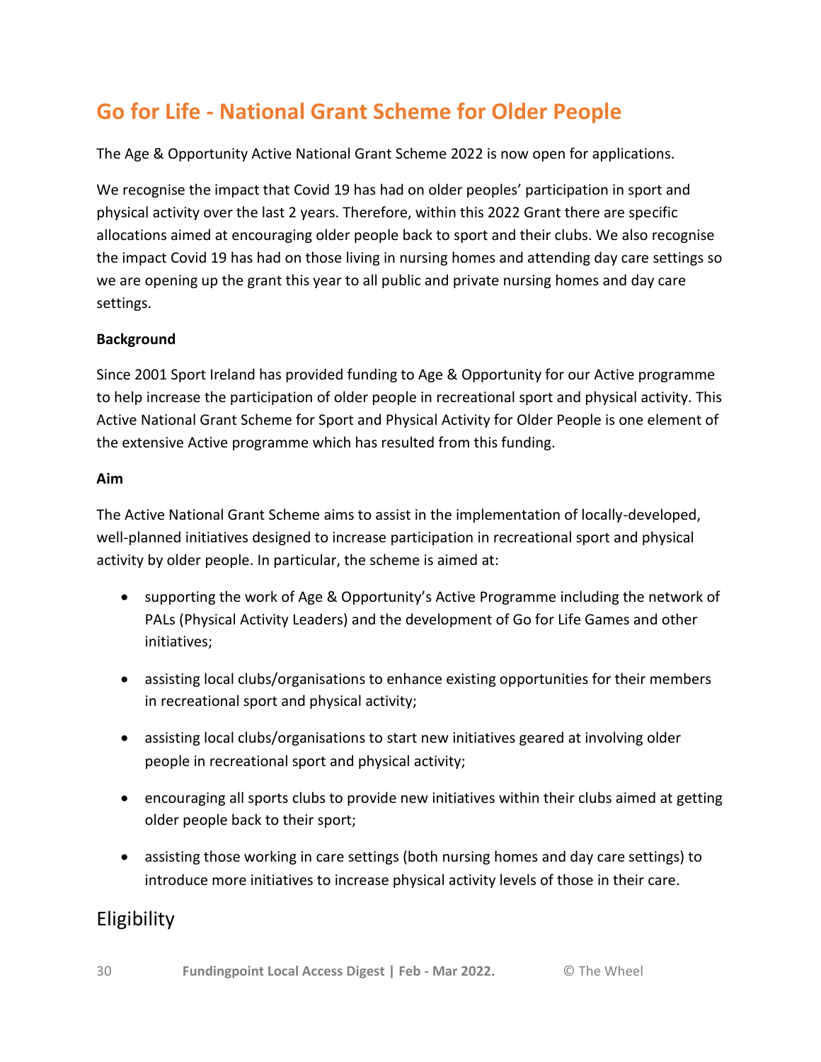## Go for Life - National Grant Scheme for Older People

The Age & Opportunity Active National Grant Scheme 2022 is now open for applications.

We recognise the impact that Covid 19 has had on older peoples' participation in sport and physical activity over the last 2 years. Therefore, within this 2022 Grant there are specific allocations aimed at encouraging older people back to sport and their clubs. We also recognise the impact Covid 19 has had on those living in nursing homes and attending day care settings so we are opening up the grant this year to all public and private nursing homes and day care settings.

**Background**

Since 2001 Sport Ireland has provided funding to Age & Opportunity for our Active programme to help increase the participation of older people in recreational sport and physical activity. This Active National Grant Scheme for Sport and Physical Activity for Older People is one element of the extensive Active programme which has resulted from this funding.

**Aim**

The Active National Grant Scheme aims to assist in the implementation of locally-developed, well-planned initiatives designed to increase participation in recreational sport and physical activity by older people. In particular, the scheme is aimed at:

- supporting the work of Age & Opportunity's Active Programme including the network of PALs (Physical Activity Leaders) and the development of Go for Life Games and other initiatives;
- assisting local clubs/organisations to enhance existing opportunities for their members in recreational sport and physical activity;
- assisting local clubs/organisations to start new initiatives geared at involving older people in recreational sport and physical activity;
- encouraging all sports clubs to provide new initiatives within their clubs aimed at getting older people back to their sport;
- assisting those working in care settings (both nursing homes and day care settings) to introduce more initiatives to increase physical activity levels of those in their care.

### Eligibility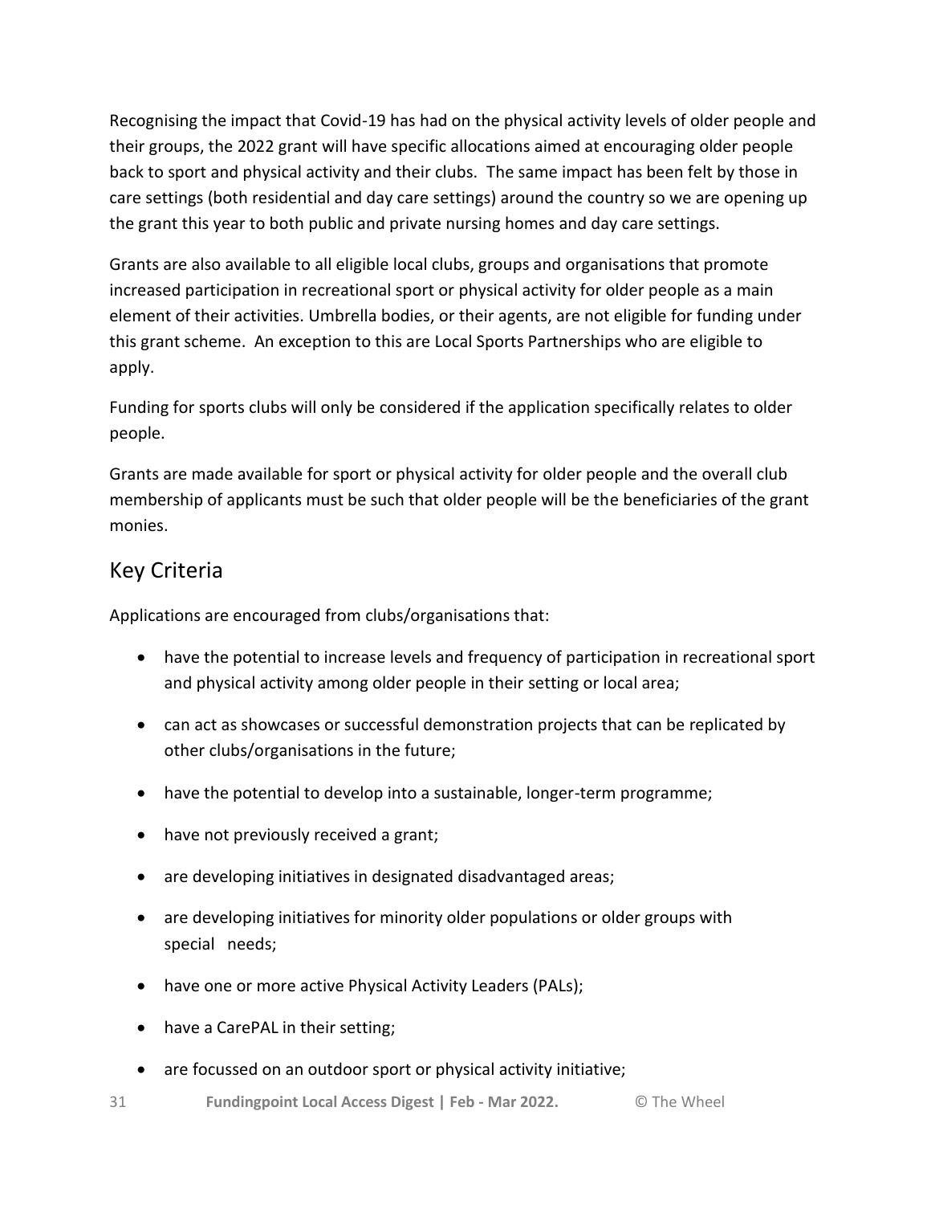Recognising the impact that Covid-19 has had on the physical activity levels of older people and their groups, the 2022 grant will have specific allocations aimed at encouraging older people back to sport and physical activity and their clubs. The same impact has been felt by those in care settings (both residential and day care settings) around the country so we are opening up the grant this year to both public and private nursing homes and day care settings.

Grants are also available to all eligible local clubs, groups and organisations that promote increased participation in recreational sport or physical activity for older people as a main element of their activities. Umbrella bodies, or their agents, are not eligible for funding under this grant scheme. An exception to this are Local Sports Partnerships who are eligible to apply.

Funding for sports clubs will only be considered if the application specifically relates to older people.

Grants are made available for sport or physical activity for older people and the overall club membership of applicants must be such that older people will be the beneficiaries of the grant monies.

## Key Criteria

Applications are encouraged from clubs/organisations that:

- have the potential to increase levels and frequency of participation in recreational sport and physical activity among older people in their setting or local area;
- can act as showcases or successful demonstration projects that can be replicated by other clubs/organisations in the future;
- have the potential to develop into a sustainable, longer-term programme;
- have not previously received a grant;
- are developing initiatives in designated disadvantaged areas;
- are developing initiatives for minority older populations or older groups with special needs;
- have one or more active Physical Activity Leaders (PALs);
- have a CarePAL in their setting;
- are focussed on an outdoor sport or physical activity initiative;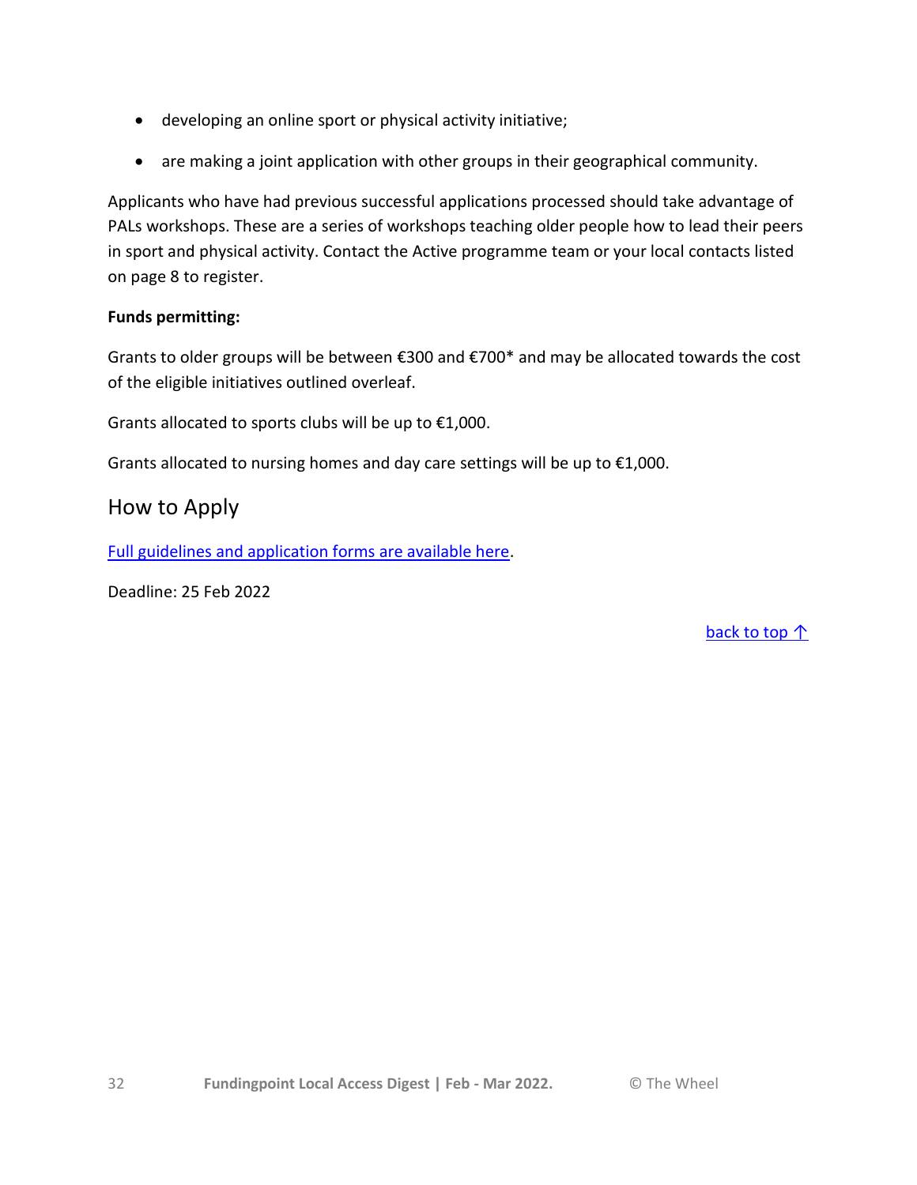- developing an online sport or physical activity initiative;
- are making a joint application with other groups in their geographical community.

Applicants who have had previous successful applications processed should take advantage of PALs workshops. These are a series of workshops teaching older people how to lead their peers in sport and physical activity. Contact the Active programme team or your local contacts listed on page 8 to register.

**Funds permitting:**

Grants to older groups will be between €300 and €700* and may be allocated towards the cost of the eligible initiatives outlined overleaf.

Grants allocated to sports clubs will be up to €1,000.

Grants allocated to nursing homes and day care settings will be up to €1,000.

## How to Apply

Full guidelines and application forms are available here.

Deadline: 25 Feb 2022

back to top ↑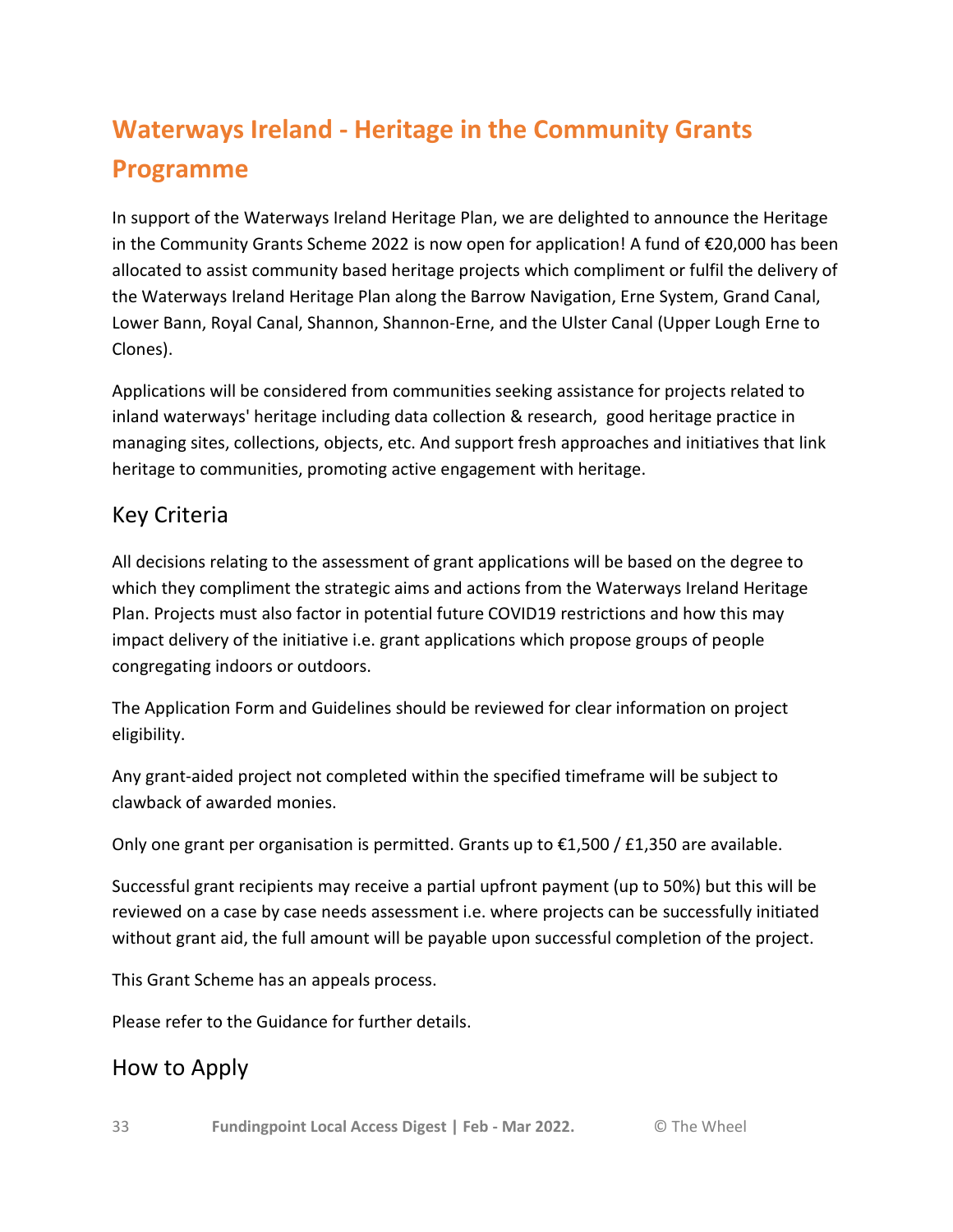# Waterways Ireland - Heritage in the Community Grants Programme

In support of the Waterways Ireland Heritage Plan, we are delighted to announce the Heritage in the Community Grants Scheme 2022 is now open for application! A fund of €20,000 has been allocated to assist community based heritage projects which compliment or fulfil the delivery of the Waterways Ireland Heritage Plan along the Barrow Navigation, Erne System, Grand Canal, Lower Bann, Royal Canal, Shannon, Shannon-Erne, and the Ulster Canal (Upper Lough Erne to Clones).

Applications will be considered from communities seeking assistance for projects related to inland waterways' heritage including data collection & research, good heritage practice in managing sites, collections, objects, etc. And support fresh approaches and initiatives that link heritage to communities, promoting active engagement with heritage.

## Key Criteria

All decisions relating to the assessment of grant applications will be based on the degree to which they compliment the strategic aims and actions from the Waterways Ireland Heritage Plan. Projects must also factor in potential future COVID19 restrictions and how this may impact delivery of the initiative i.e. grant applications which propose groups of people congregating indoors or outdoors.

The Application Form and Guidelines should be reviewed for clear information on project eligibility.

Any grant-aided project not completed within the specified timeframe will be subject to clawback of awarded monies.

Only one grant per organisation is permitted. Grants up to €1,500 / £1,350 are available.

Successful grant recipients may receive a partial upfront payment (up to 50%) but this will be reviewed on a case by case needs assessment i.e. where projects can be successfully initiated without grant aid, the full amount will be payable upon successful completion of the project.

This Grant Scheme has an appeals process.

Please refer to the Guidance for further details.

## How to Apply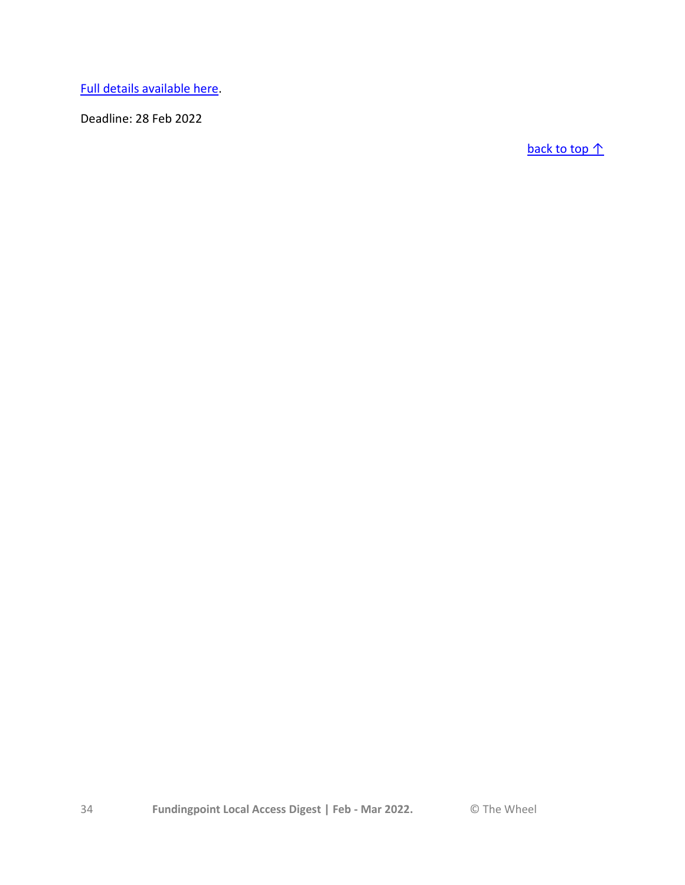Full details available here.

Deadline: 28 Feb 2022

back to top ↑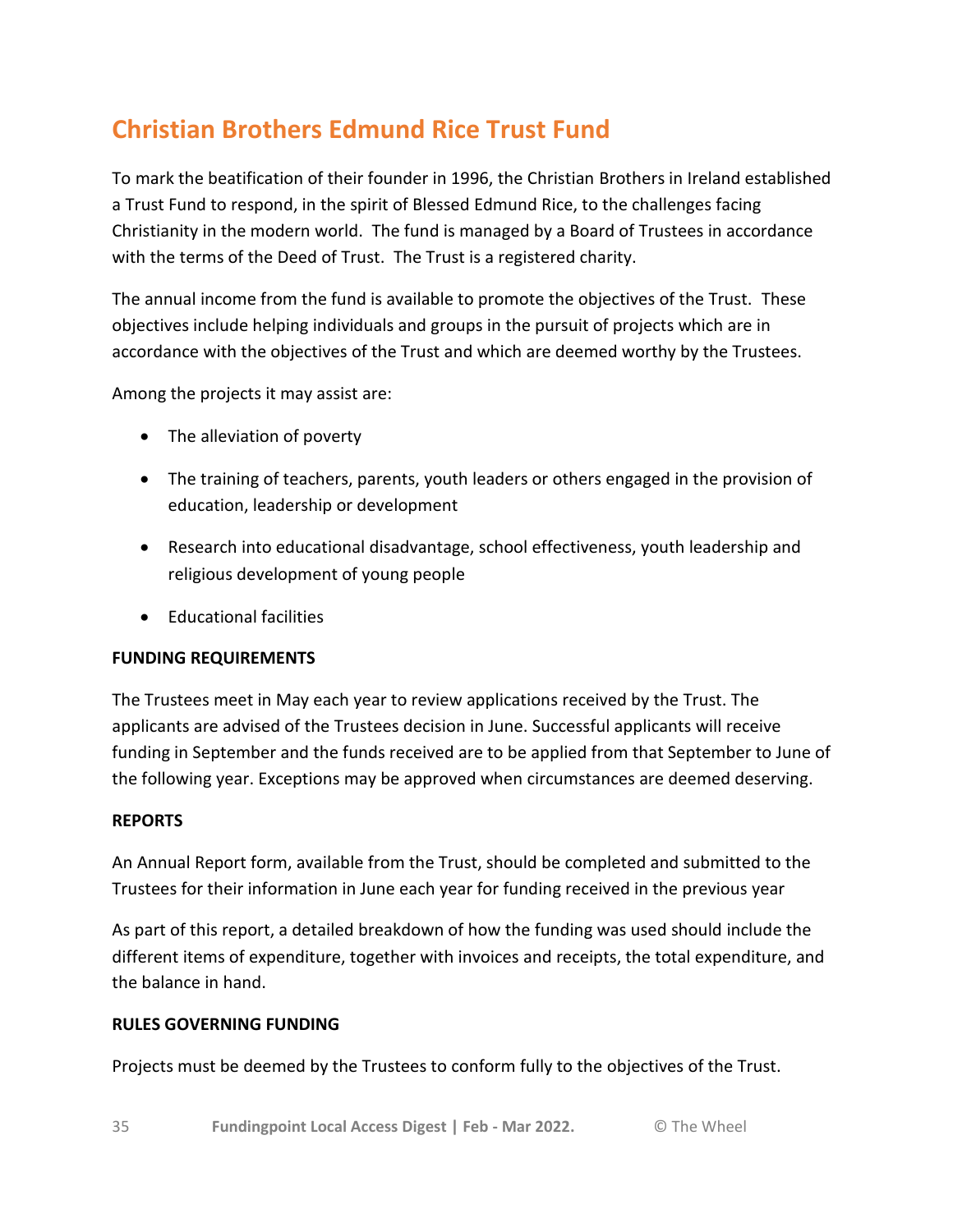## Christian Brothers Edmund Rice Trust Fund

To mark the beatification of their founder in 1996, the Christian Brothers in Ireland established a Trust Fund to respond, in the spirit of Blessed Edmund Rice, to the challenges facing Christianity in the modern world. The fund is managed by a Board of Trustees in accordance with the terms of the Deed of Trust. The Trust is a registered charity.

The annual income from the fund is available to promote the objectives of the Trust. These objectives include helping individuals and groups in the pursuit of projects which are in accordance with the objectives of the Trust and which are deemed worthy by the Trustees.

Among the projects it may assist are:

- The alleviation of poverty
- The training of teachers, parents, youth leaders or others engaged in the provision of education, leadership or development
- Research into educational disadvantage, school effectiveness, youth leadership and religious development of young people
- Educational facilities

**FUNDING REQUIREMENTS**

The Trustees meet in May each year to review applications received by the Trust. The applicants are advised of the Trustees decision in June. Successful applicants will receive funding in September and the funds received are to be applied from that September to June of the following year. Exceptions may be approved when circumstances are deemed deserving.

**REPORTS**

An Annual Report form, available from the Trust, should be completed and submitted to the Trustees for their information in June each year for funding received in the previous year

As part of this report, a detailed breakdown of how the funding was used should include the different items of expenditure, together with invoices and receipts, the total expenditure, and the balance in hand.

**RULES GOVERNING FUNDING**

Projects must be deemed by the Trustees to conform fully to the objectives of the Trust.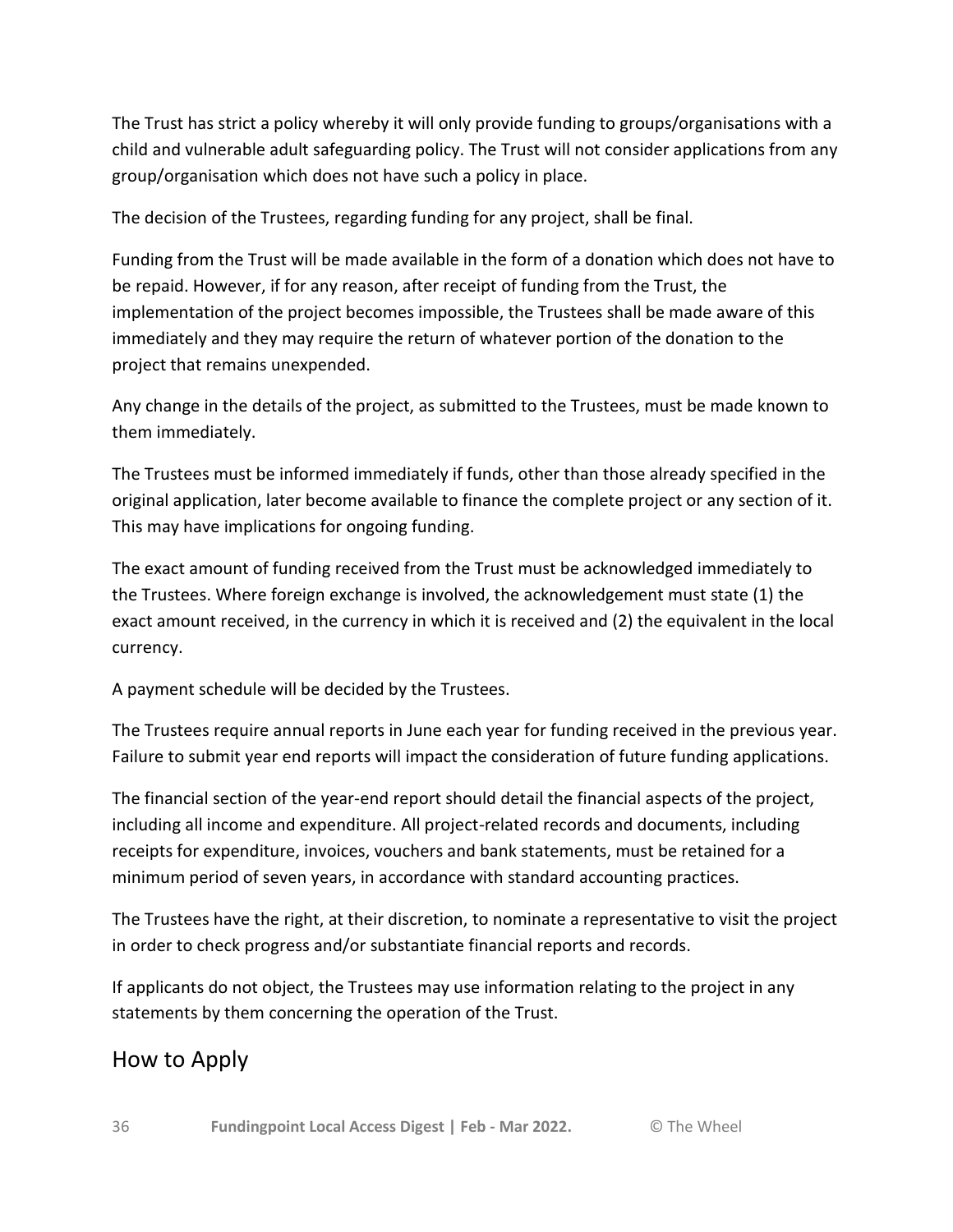The Trust has strict a policy whereby it will only provide funding to groups/organisations with a child and vulnerable adult safeguarding policy. The Trust will not consider applications from any group/organisation which does not have such a policy in place.

The decision of the Trustees, regarding funding for any project, shall be final.

Funding from the Trust will be made available in the form of a donation which does not have to be repaid. However, if for any reason, after receipt of funding from the Trust, the implementation of the project becomes impossible, the Trustees shall be made aware of this immediately and they may require the return of whatever portion of the donation to the project that remains unexpended.

Any change in the details of the project, as submitted to the Trustees, must be made known to them immediately.

The Trustees must be informed immediately if funds, other than those already specified in the original application, later become available to finance the complete project or any section of it. This may have implications for ongoing funding.

The exact amount of funding received from the Trust must be acknowledged immediately to the Trustees. Where foreign exchange is involved, the acknowledgement must state (1) the exact amount received, in the currency in which it is received and (2) the equivalent in the local currency.

A payment schedule will be decided by the Trustees.

The Trustees require annual reports in June each year for funding received in the previous year. Failure to submit year end reports will impact the consideration of future funding applications.

The financial section of the year-end report should detail the financial aspects of the project, including all income and expenditure. All project-related records and documents, including receipts for expenditure, invoices, vouchers and bank statements, must be retained for a minimum period of seven years, in accordance with standard accounting practices.

The Trustees have the right, at their discretion, to nominate a representative to visit the project in order to check progress and/or substantiate financial reports and records.

If applicants do not object, the Trustees may use information relating to the project in any statements by them concerning the operation of the Trust.

## How to Apply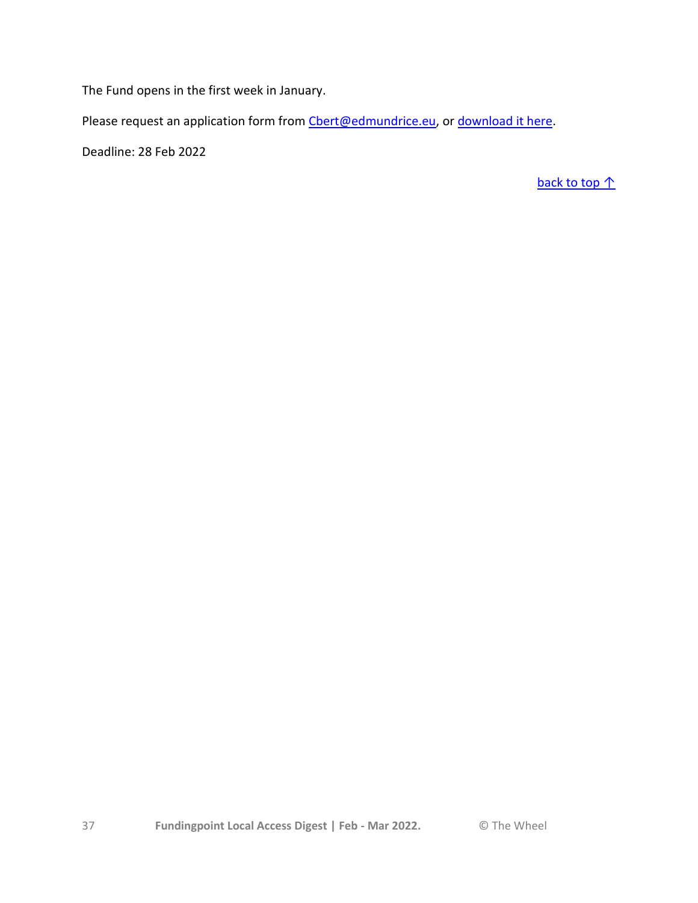The Fund opens in the first week in January.

Please request an application form from Cbert@edmundrice.eu, or download it here.

Deadline: 28 Feb 2022

back to top ↑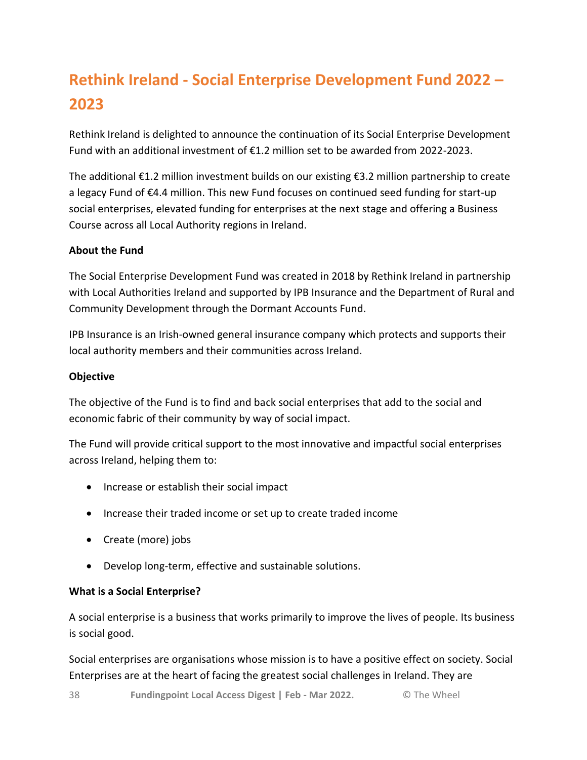## Rethink Ireland - Social Enterprise Development Fund 2022 – 2023

Rethink Ireland is delighted to announce the continuation of its Social Enterprise Development Fund with an additional investment of €1.2 million set to be awarded from 2022-2023.

The additional €1.2 million investment builds on our existing €3.2 million partnership to create a legacy Fund of €4.4 million. This new Fund focuses on continued seed funding for start-up social enterprises, elevated funding for enterprises at the next stage and offering a Business Course across all Local Authority regions in Ireland.

**About the Fund**

The Social Enterprise Development Fund was created in 2018 by Rethink Ireland in partnership with Local Authorities Ireland and supported by IPB Insurance and the Department of Rural and Community Development through the Dormant Accounts Fund.

IPB Insurance is an Irish-owned general insurance company which protects and supports their local authority members and their communities across Ireland.

**Objective**

The objective of the Fund is to find and back social enterprises that add to the social and economic fabric of their community by way of social impact.

The Fund will provide critical support to the most innovative and impactful social enterprises across Ireland, helping them to:

- Increase or establish their social impact
- Increase their traded income or set up to create traded income
- Create (more) jobs
- Develop long-term, effective and sustainable solutions.

**What is a Social Enterprise?**

A social enterprise is a business that works primarily to improve the lives of people. Its business is social good.

Social enterprises are organisations whose mission is to have a positive effect on society. Social Enterprises are at the heart of facing the greatest social challenges in Ireland. They are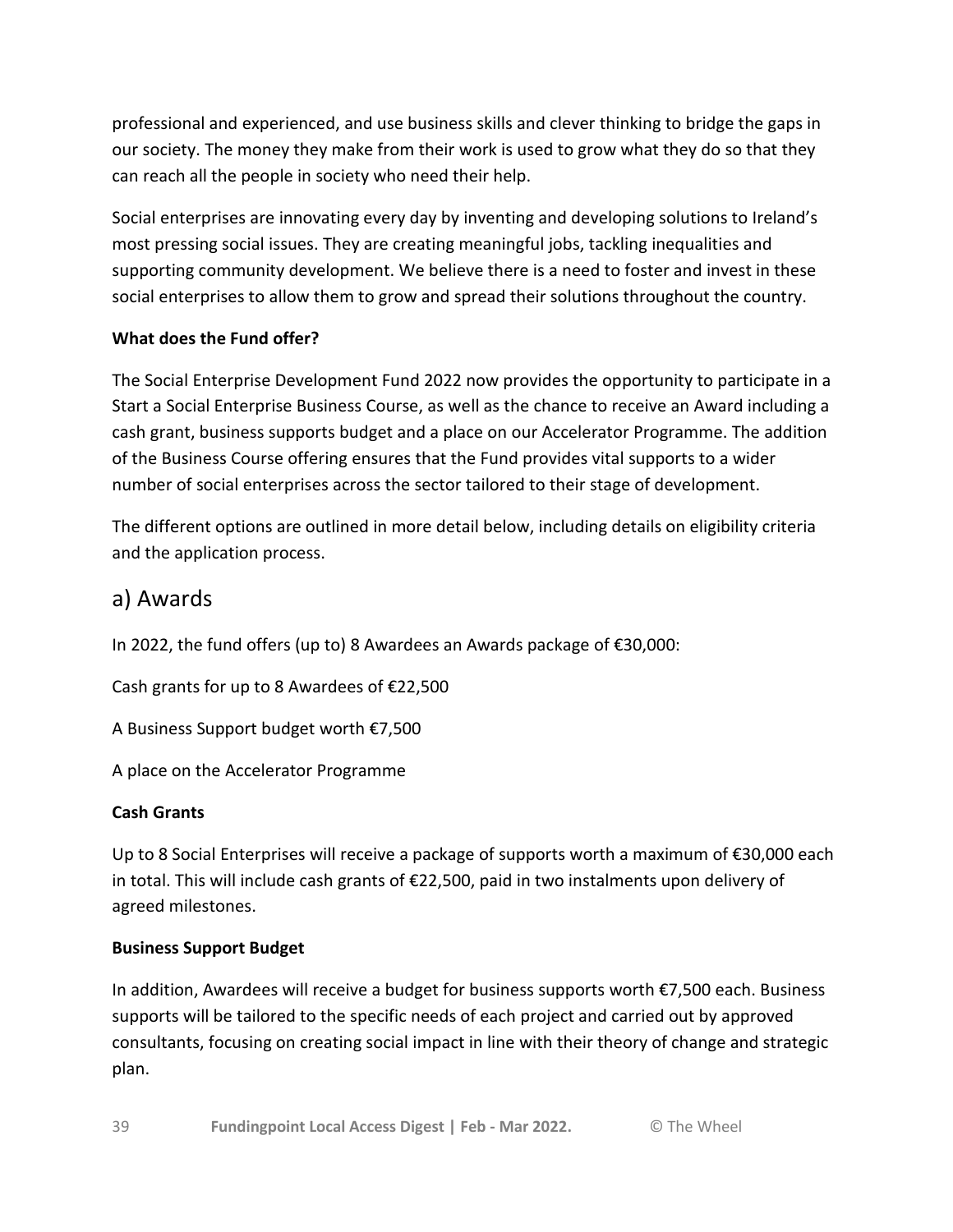professional and experienced, and use business skills and clever thinking to bridge the gaps in our society. The money they make from their work is used to grow what they do so that they can reach all the people in society who need their help.

Social enterprises are innovating every day by inventing and developing solutions to Ireland's most pressing social issues. They are creating meaningful jobs, tackling inequalities and supporting community development. We believe there is a need to foster and invest in these social enterprises to allow them to grow and spread their solutions throughout the country.

**What does the Fund offer?**

The Social Enterprise Development Fund 2022 now provides the opportunity to participate in a Start a Social Enterprise Business Course, as well as the chance to receive an Award including a cash grant, business supports budget and a place on our Accelerator Programme. The addition of the Business Course offering ensures that the Fund provides vital supports to a wider number of social enterprises across the sector tailored to their stage of development.

The different options are outlined in more detail below, including details on eligibility criteria and the application process.

## a) Awards

In 2022, the fund offers (up to) 8 Awardees an Awards package of €30,000:

Cash grants for up to 8 Awardees of €22,500

A Business Support budget worth €7,500

A place on the Accelerator Programme

**Cash Grants**

Up to 8 Social Enterprises will receive a package of supports worth a maximum of €30,000 each in total. This will include cash grants of €22,500, paid in two instalments upon delivery of agreed milestones.

**Business Support Budget**

In addition, Awardees will receive a budget for business supports worth €7,500 each. Business supports will be tailored to the specific needs of each project and carried out by approved consultants, focusing on creating social impact in line with their theory of change and strategic plan.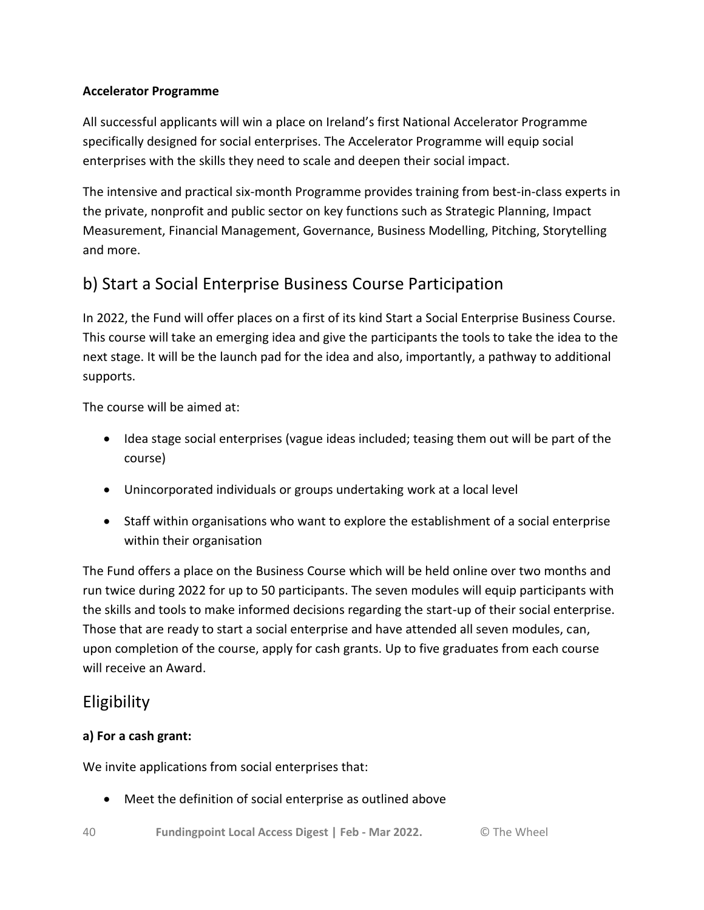**Accelerator Programme**

All successful applicants will win a place on Ireland's first National Accelerator Programme specifically designed for social enterprises. The Accelerator Programme will equip social enterprises with the skills they need to scale and deepen their social impact.

The intensive and practical six-month Programme provides training from best-in-class experts in the private, nonprofit and public sector on key functions such as Strategic Planning, Impact Measurement, Financial Management, Governance, Business Modelling, Pitching, Storytelling and more.

## b) Start a Social Enterprise Business Course Participation

In 2022, the Fund will offer places on a first of its kind Start a Social Enterprise Business Course. This course will take an emerging idea and give the participants the tools to take the idea to the next stage. It will be the launch pad for the idea and also, importantly, a pathway to additional supports.

The course will be aimed at:

- Idea stage social enterprises (vague ideas included; teasing them out will be part of the course)
- Unincorporated individuals or groups undertaking work at a local level
- Staff within organisations who want to explore the establishment of a social enterprise within their organisation

The Fund offers a place on the Business Course which will be held online over two months and run twice during 2022 for up to 50 participants. The seven modules will equip participants with the skills and tools to make informed decisions regarding the start-up of their social enterprise. Those that are ready to start a social enterprise and have attended all seven modules, can, upon completion of the course, apply for cash grants. Up to five graduates from each course will receive an Award.

## Eligibility

**a) For a cash grant:**

We invite applications from social enterprises that:

- Meet the definition of social enterprise as outlined above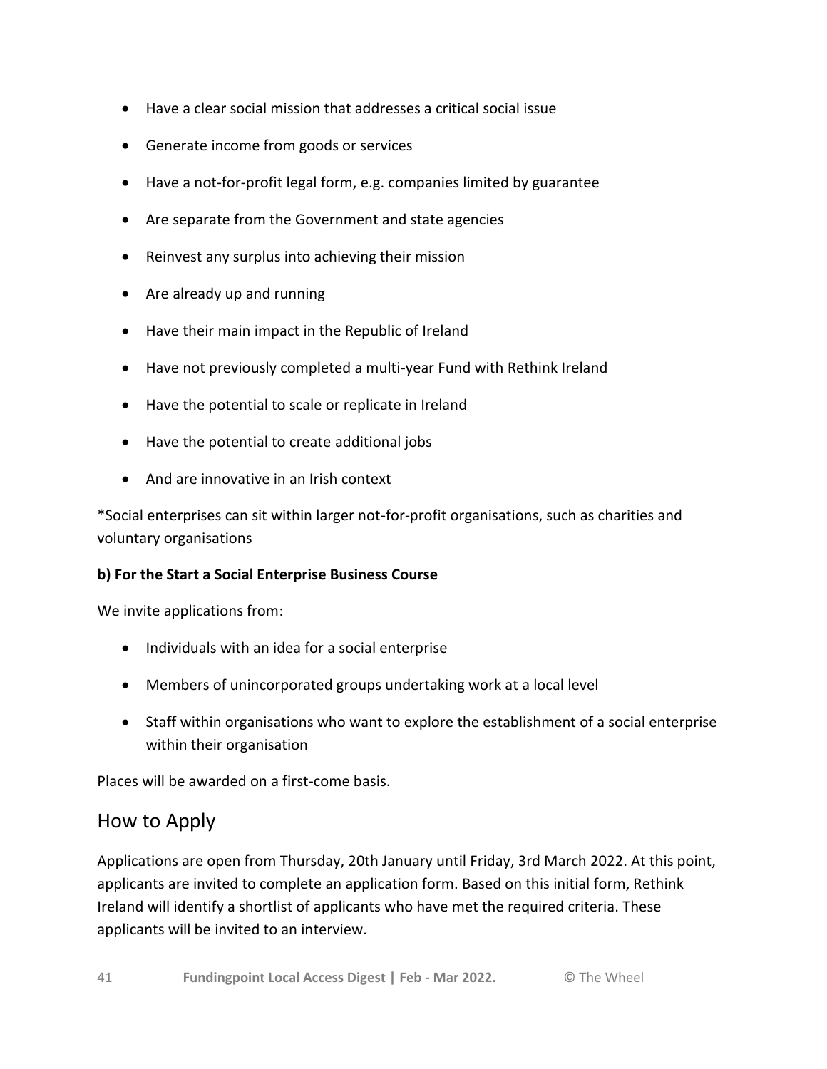- Have a clear social mission that addresses a critical social issue
- Generate income from goods or services
- Have a not-for-profit legal form, e.g. companies limited by guarantee
- Are separate from the Government and state agencies
- Reinvest any surplus into achieving their mission
- Are already up and running
- Have their main impact in the Republic of Ireland
- Have not previously completed a multi-year Fund with Rethink Ireland
- Have the potential to scale or replicate in Ireland
- Have the potential to create additional jobs
- And are innovative in an Irish context

*Social enterprises can sit within larger not-for-profit organisations, such as charities and voluntary organisations

**b) For the Start a Social Enterprise Business Course**

We invite applications from:

- Individuals with an idea for a social enterprise
- Members of unincorporated groups undertaking work at a local level
- Staff within organisations who want to explore the establishment of a social enterprise within their organisation

Places will be awarded on a first-come basis.

## How to Apply

Applications are open from Thursday, 20th January until Friday, 3rd March 2022. At this point, applicants are invited to complete an application form. Based on this initial form, Rethink Ireland will identify a shortlist of applicants who have met the required criteria. These applicants will be invited to an interview.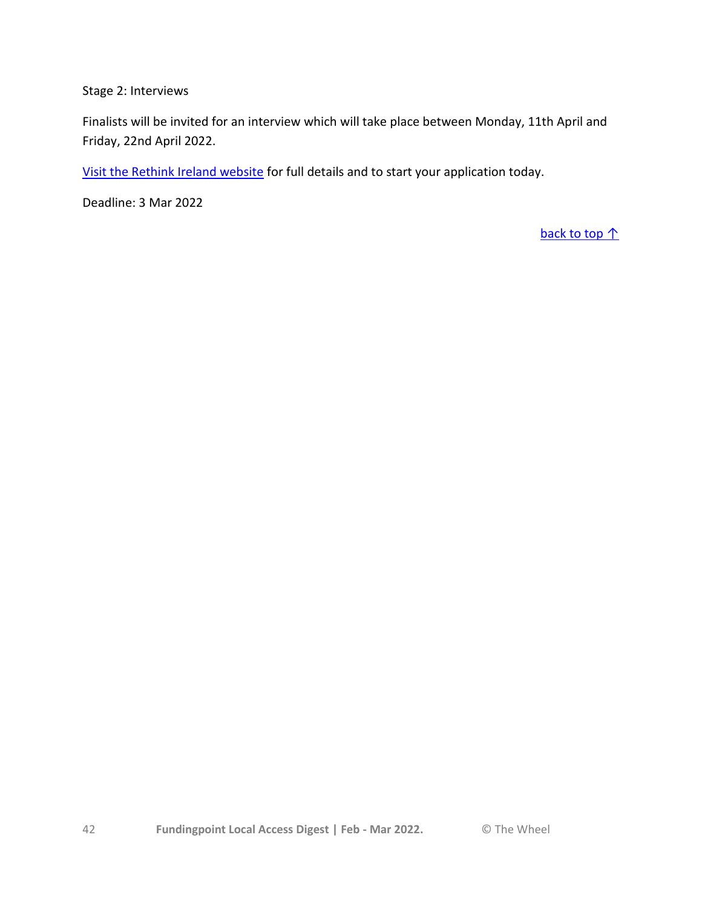Stage 2: Interviews

Finalists will be invited for an interview which will take place between Monday, 11th April and Friday, 22nd April 2022.

Visit the Rethink Ireland website for full details and to start your application today.

Deadline: 3 Mar 2022

back to top ↑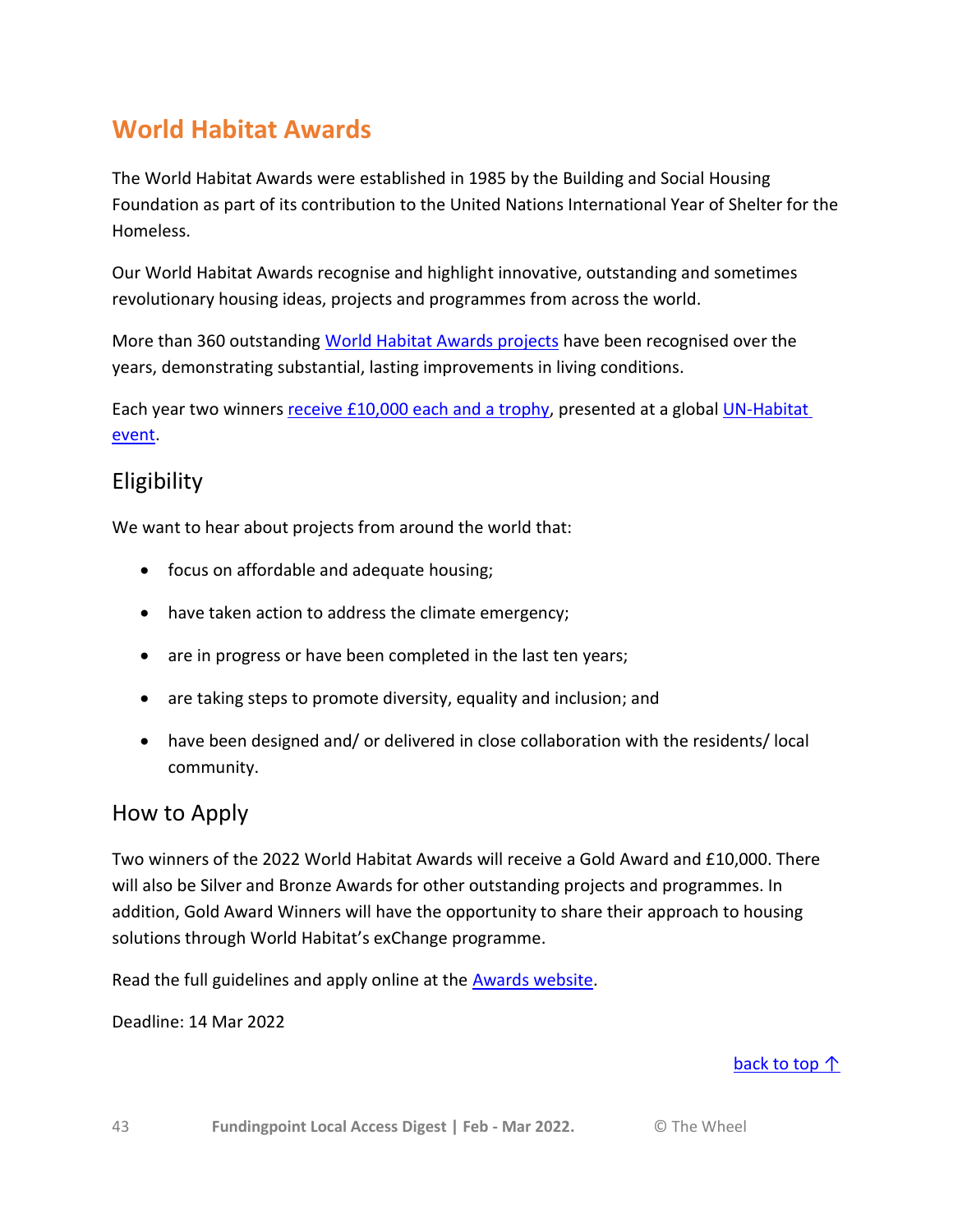# World Habitat Awards

The World Habitat Awards were established in 1985 by the Building and Social Housing Foundation as part of its contribution to the United Nations International Year of Shelter for the Homeless.

Our World Habitat Awards recognise and highlight innovative, outstanding and sometimes revolutionary housing ideas, projects and programmes from across the world.

More than 360 outstanding World Habitat Awards projects have been recognised over the years, demonstrating substantial, lasting improvements in living conditions.

Each year two winners receive £10,000 each and a trophy, presented at a global UN-Habitat event.

## Eligibility

We want to hear about projects from around the world that:

- focus on affordable and adequate housing;
- have taken action to address the climate emergency;
- are in progress or have been completed in the last ten years;
- are taking steps to promote diversity, equality and inclusion; and
- have been designed and/ or delivered in close collaboration with the residents/ local community.

## How to Apply

Two winners of the 2022 World Habitat Awards will receive a Gold Award and £10,000. There will also be Silver and Bronze Awards for other outstanding projects and programmes. In addition, Gold Award Winners will have the opportunity to share their approach to housing solutions through World Habitat's exChange programme.

Read the full guidelines and apply online at the Awards website.

Deadline: 14 Mar 2022

back to top ↑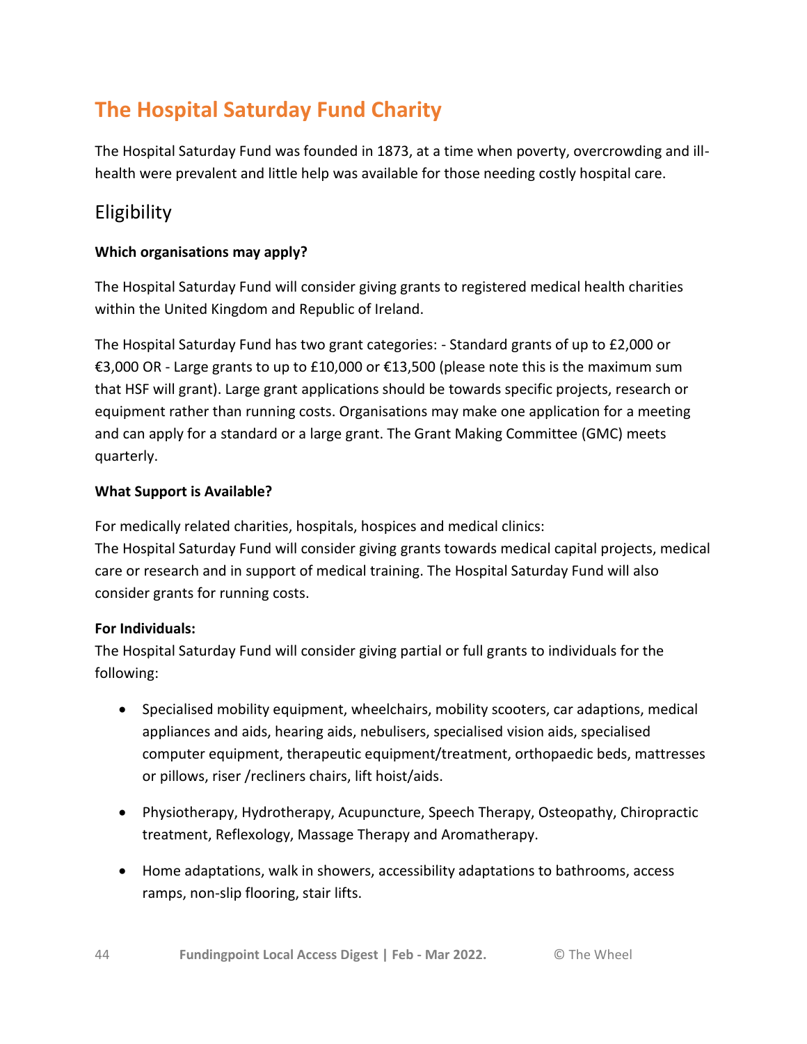# The Hospital Saturday Fund Charity

The Hospital Saturday Fund was founded in 1873, at a time when poverty, overcrowding and ill-health were prevalent and little help was available for those needing costly hospital care.

## Eligibility

**Which organisations may apply?**

The Hospital Saturday Fund will consider giving grants to registered medical health charities within the United Kingdom and Republic of Ireland.

The Hospital Saturday Fund has two grant categories: - Standard grants of up to £2,000 or €3,000 OR - Large grants to up to £10,000 or €13,500 (please note this is the maximum sum that HSF will grant). Large grant applications should be towards specific projects, research or equipment rather than running costs. Organisations may make one application for a meeting and can apply for a standard or a large grant. The Grant Making Committee (GMC) meets quarterly.

**What Support is Available?**

For medically related charities, hospitals, hospices and medical clinics:
The Hospital Saturday Fund will consider giving grants towards medical capital projects, medical care or research and in support of medical training. The Hospital Saturday Fund will also consider grants for running costs.

**For Individuals:**
The Hospital Saturday Fund will consider giving partial or full grants to individuals for the following:

- Specialised mobility equipment, wheelchairs, mobility scooters, car adaptions, medical appliances and aids, hearing aids, nebulisers, specialised vision aids, specialised computer equipment, therapeutic equipment/treatment, orthopaedic beds, mattresses or pillows, riser /recliners chairs, lift hoist/aids.
- Physiotherapy, Hydrotherapy, Acupuncture, Speech Therapy, Osteopathy, Chiropractic treatment, Reflexology, Massage Therapy and Aromatherapy.
- Home adaptations, walk in showers, accessibility adaptations to bathrooms, access ramps, non-slip flooring, stair lifts.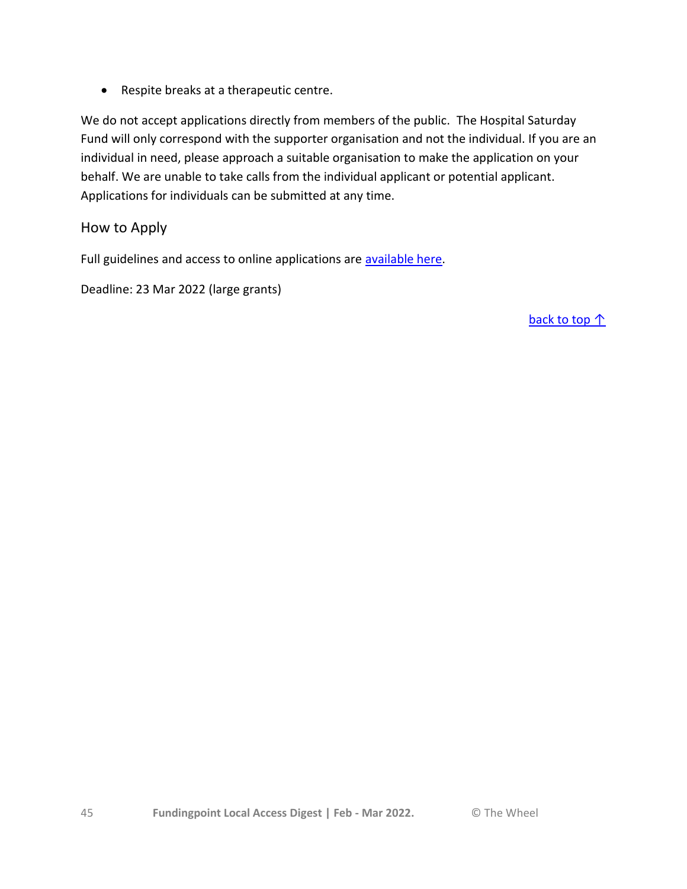- Respite breaks at a therapeutic centre.

We do not accept applications directly from members of the public.  The Hospital Saturday Fund will only correspond with the supporter organisation and not the individual. If you are an individual in need, please approach a suitable organisation to make the application on your behalf. We are unable to take calls from the individual applicant or potential applicant. Applications for individuals can be submitted at any time.

### How to Apply

Full guidelines and access to online applications are available here.

Deadline: 23 Mar 2022 (large grants)

back to top ↑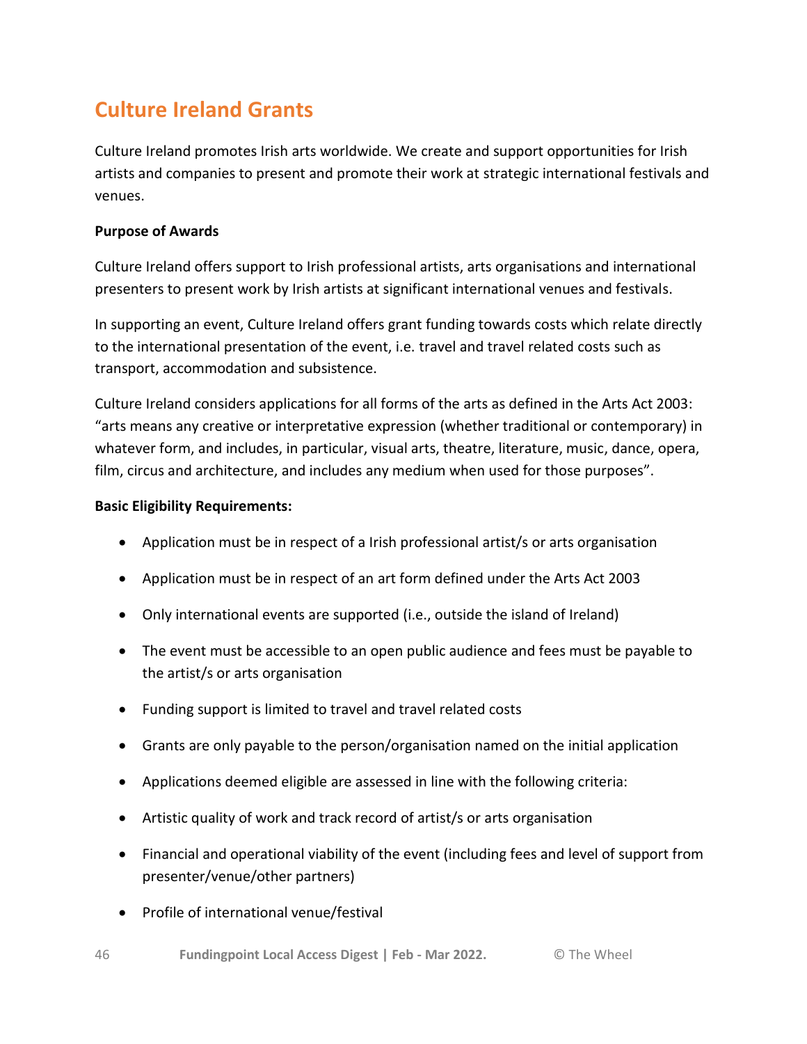## Culture Ireland Grants

Culture Ireland promotes Irish arts worldwide. We create and support opportunities for Irish artists and companies to present and promote their work at strategic international festivals and venues.

**Purpose of Awards**

Culture Ireland offers support to Irish professional artists, arts organisations and international presenters to present work by Irish artists at significant international venues and festivals.

In supporting an event, Culture Ireland offers grant funding towards costs which relate directly to the international presentation of the event, i.e. travel and travel related costs such as transport, accommodation and subsistence.

Culture Ireland considers applications for all forms of the arts as defined in the Arts Act 2003: "arts means any creative or interpretative expression (whether traditional or contemporary) in whatever form, and includes, in particular, visual arts, theatre, literature, music, dance, opera, film, circus and architecture, and includes any medium when used for those purposes".

**Basic Eligibility Requirements:**

- Application must be in respect of a Irish professional artist/s or arts organisation
- Application must be in respect of an art form defined under the Arts Act 2003
- Only international events are supported (i.e., outside the island of Ireland)
- The event must be accessible to an open public audience and fees must be payable to the artist/s or arts organisation
- Funding support is limited to travel and travel related costs
- Grants are only payable to the person/organisation named on the initial application
- Applications deemed eligible are assessed in line with the following criteria:
- Artistic quality of work and track record of artist/s or arts organisation
- Financial and operational viability of the event (including fees and level of support from presenter/venue/other partners)
- Profile of international venue/festival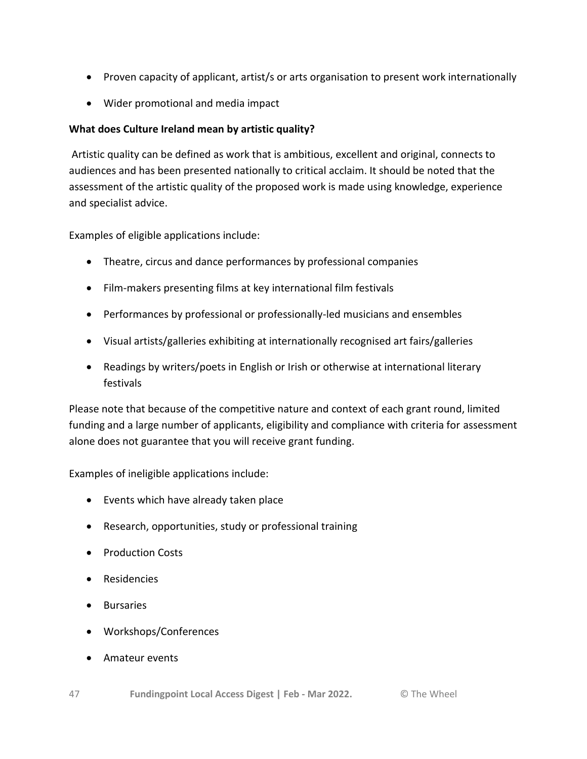- Proven capacity of applicant, artist/s or arts organisation to present work internationally
- Wider promotional and media impact

**What does Culture Ireland mean by artistic quality?**

Artistic quality can be defined as work that is ambitious, excellent and original, connects to audiences and has been presented nationally to critical acclaim. It should be noted that the assessment of the artistic quality of the proposed work is made using knowledge, experience and specialist advice.

Examples of eligible applications include:

- Theatre, circus and dance performances by professional companies
- Film-makers presenting films at key international film festivals
- Performances by professional or professionally-led musicians and ensembles
- Visual artists/galleries exhibiting at internationally recognised art fairs/galleries
- Readings by writers/poets in English or Irish or otherwise at international literary festivals

Please note that because of the competitive nature and context of each grant round, limited funding and a large number of applicants, eligibility and compliance with criteria for assessment alone does not guarantee that you will receive grant funding.

Examples of ineligible applications include:

- Events which have already taken place
- Research, opportunities, study or professional training
- Production Costs
- Residencies
- Bursaries
- Workshops/Conferences
- Amateur events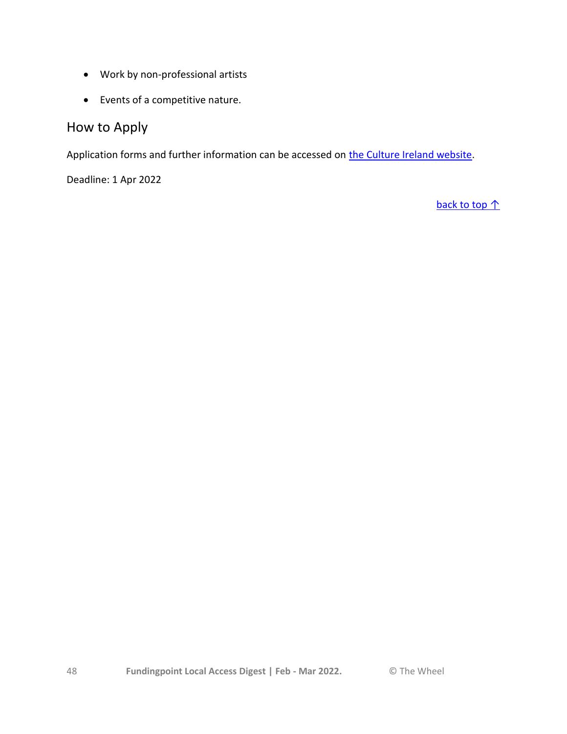- Work by non-professional artists
- Events of a competitive nature.

## How to Apply

Application forms and further information can be accessed on [the Culture Ireland website](#).

Deadline: 1 Apr 2022

[back to top ↑](#)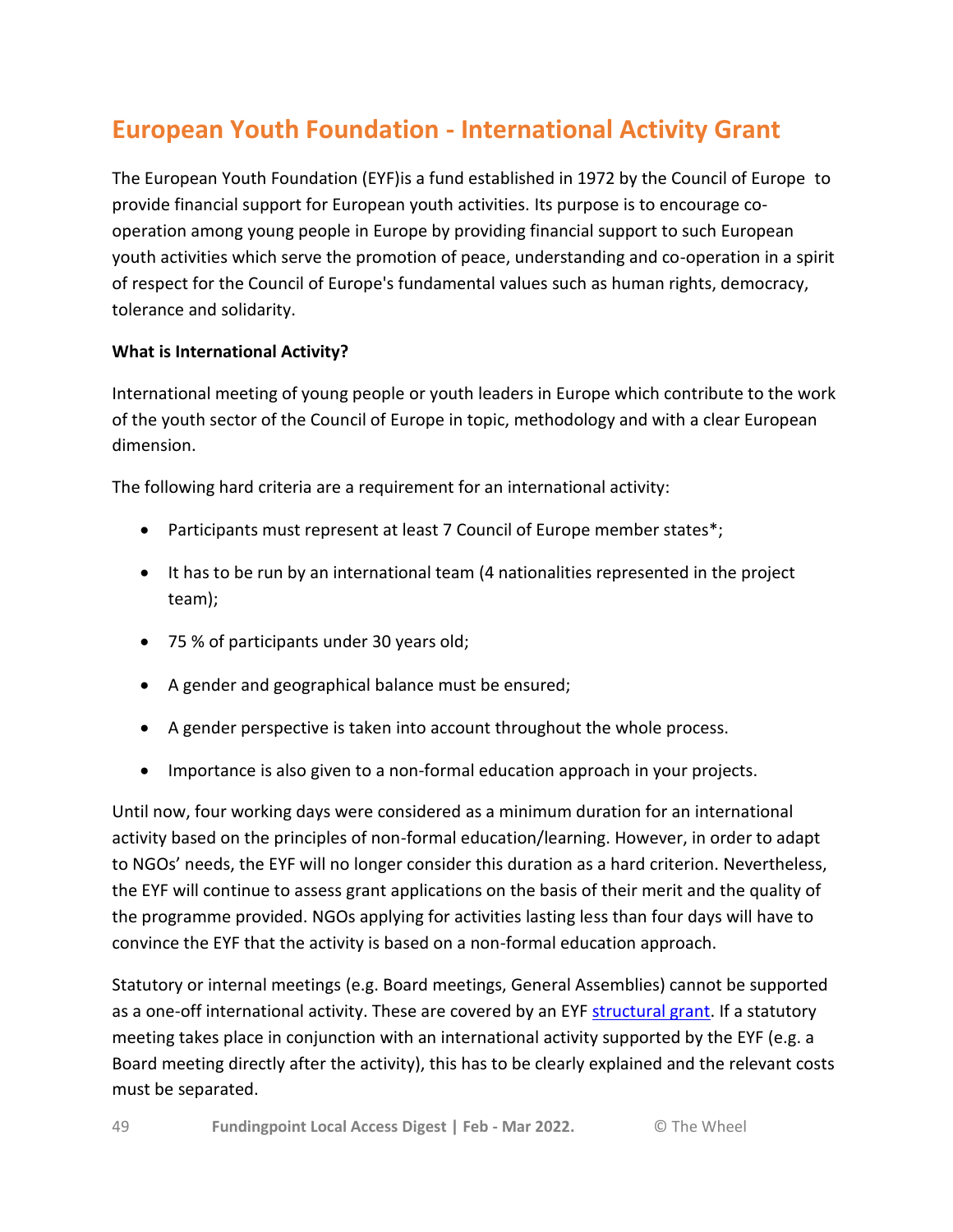## European Youth Foundation - International Activity Grant

The European Youth Foundation (EYF)is a fund established in 1972 by the Council of Europe to provide financial support for European youth activities. Its purpose is to encourage co-operation among young people in Europe by providing financial support to such European youth activities which serve the promotion of peace, understanding and co-operation in a spirit of respect for the Council of Europe's fundamental values such as human rights, democracy, tolerance and solidarity.

**What is International Activity?**

International meeting of young people or youth leaders in Europe which contribute to the work of the youth sector of the Council of Europe in topic, methodology and with a clear European dimension.

The following hard criteria are a requirement for an international activity:

- Participants must represent at least 7 Council of Europe member states*;
- It has to be run by an international team (4 nationalities represented in the project team);
- 75 % of participants under 30 years old;
- A gender and geographical balance must be ensured;
- A gender perspective is taken into account throughout the whole process.
- Importance is also given to a non-formal education approach in your projects.

Until now, four working days were considered as a minimum duration for an international activity based on the principles of non-formal education/learning. However, in order to adapt to NGOs' needs, the EYF will no longer consider this duration as a hard criterion. Nevertheless, the EYF will continue to assess grant applications on the basis of their merit and the quality of the programme provided. NGOs applying for activities lasting less than four days will have to convince the EYF that the activity is based on a non-formal education approach.

Statutory or internal meetings (e.g. Board meetings, General Assemblies) cannot be supported as a one-off international activity. These are covered by an EYF structural grant. If a statutory meeting takes place in conjunction with an international activity supported by the EYF (e.g. a Board meeting directly after the activity), this has to be clearly explained and the relevant costs must be separated.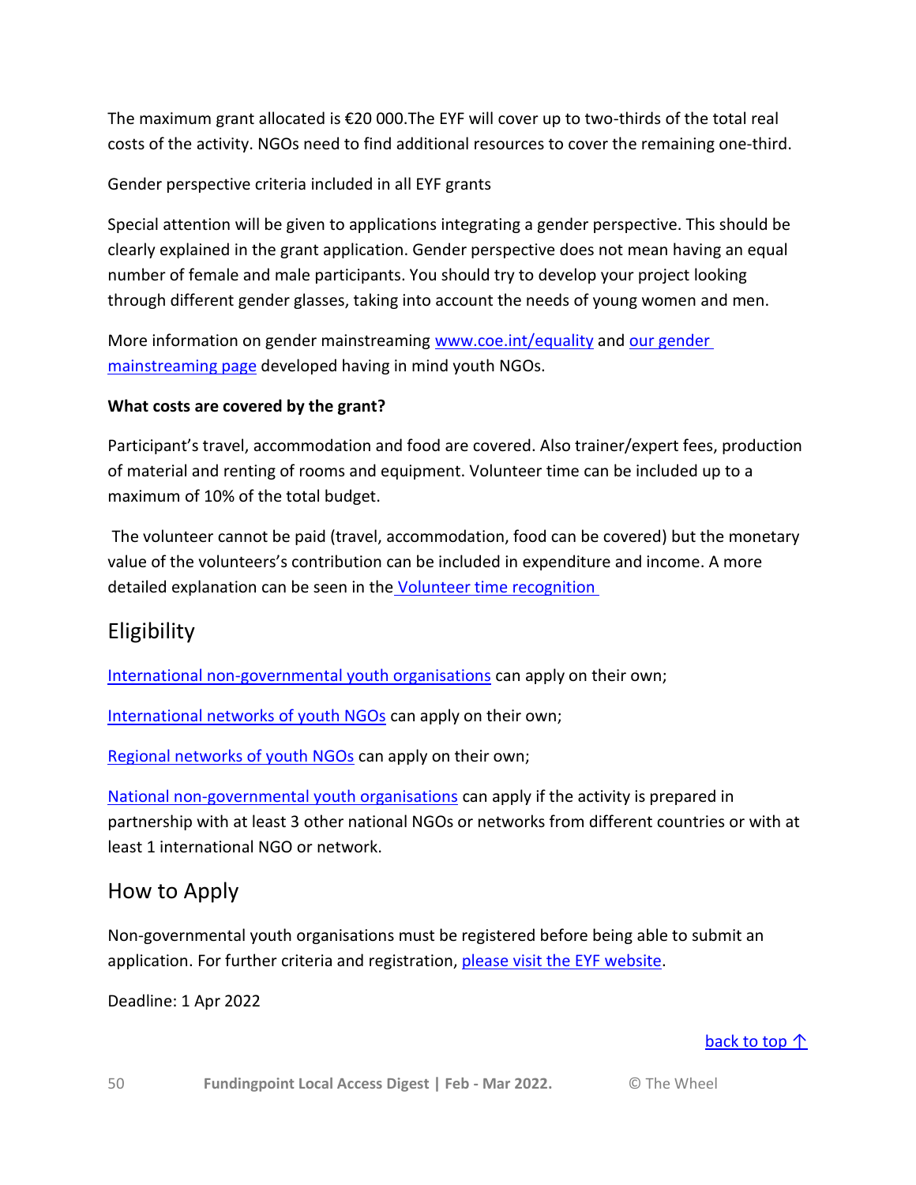The maximum grant allocated is €20 000.The EYF will cover up to two-thirds of the total real costs of the activity. NGOs need to find additional resources to cover the remaining one-third.

Gender perspective criteria included in all EYF grants

Special attention will be given to applications integrating a gender perspective. This should be clearly explained in the grant application. Gender perspective does not mean having an equal number of female and male participants. You should try to develop your project looking through different gender glasses, taking into account the needs of young women and men.

More information on gender mainstreaming [www.coe.int/equality](www.coe.int/equality) and [our gender mainstreaming page]() developed having in mind youth NGOs.

**What costs are covered by the grant?**

Participant's travel, accommodation and food are covered. Also trainer/expert fees, production of material and renting of rooms and equipment. Volunteer time can be included up to a maximum of 10% of the total budget.

The volunteer cannot be paid (travel, accommodation, food can be covered) but the monetary value of the volunteers's contribution can be included in expenditure and income. A more detailed explanation can be seen in the [Volunteer time recognition]()

## Eligibility

[International non-governmental youth organisations]() can apply on their own;

[International networks of youth NGOs]() can apply on their own;

[Regional networks of youth NGOs]() can apply on their own;

[National non-governmental youth organisations]() can apply if the activity is prepared in partnership with at least 3 other national NGOs or networks from different countries or with at least 1 international NGO or network.

## How to Apply

Non-governmental youth organisations must be registered before being able to submit an application. For further criteria and registration, [please visit the EYF website]().

Deadline: 1 Apr 2022

[back to top ↑]()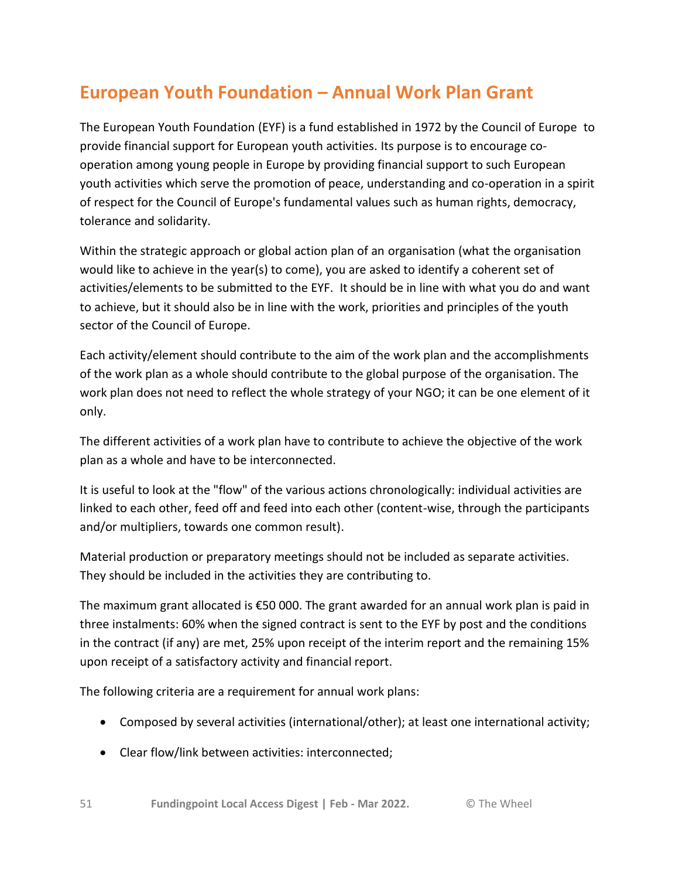## European Youth Foundation – Annual Work Plan Grant

The European Youth Foundation (EYF) is a fund established in 1972 by the Council of Europe to provide financial support for European youth activities. Its purpose is to encourage co-operation among young people in Europe by providing financial support to such European youth activities which serve the promotion of peace, understanding and co-operation in a spirit of respect for the Council of Europe's fundamental values such as human rights, democracy, tolerance and solidarity.

Within the strategic approach or global action plan of an organisation (what the organisation would like to achieve in the year(s) to come), you are asked to identify a coherent set of activities/elements to be submitted to the EYF. It should be in line with what you do and want to achieve, but it should also be in line with the work, priorities and principles of the youth sector of the Council of Europe.

Each activity/element should contribute to the aim of the work plan and the accomplishments of the work plan as a whole should contribute to the global purpose of the organisation. The work plan does not need to reflect the whole strategy of your NGO; it can be one element of it only.

The different activities of a work plan have to contribute to achieve the objective of the work plan as a whole and have to be interconnected.

It is useful to look at the "flow" of the various actions chronologically: individual activities are linked to each other, feed off and feed into each other (content-wise, through the participants and/or multipliers, towards one common result).

Material production or preparatory meetings should not be included as separate activities. They should be included in the activities they are contributing to.

The maximum grant allocated is €50 000. The grant awarded for an annual work plan is paid in three instalments: 60% when the signed contract is sent to the EYF by post and the conditions in the contract (if any) are met, 25% upon receipt of the interim report and the remaining 15% upon receipt of a satisfactory activity and financial report.

The following criteria are a requirement for annual work plans:

- Composed by several activities (international/other); at least one international activity;
- Clear flow/link between activities: interconnected;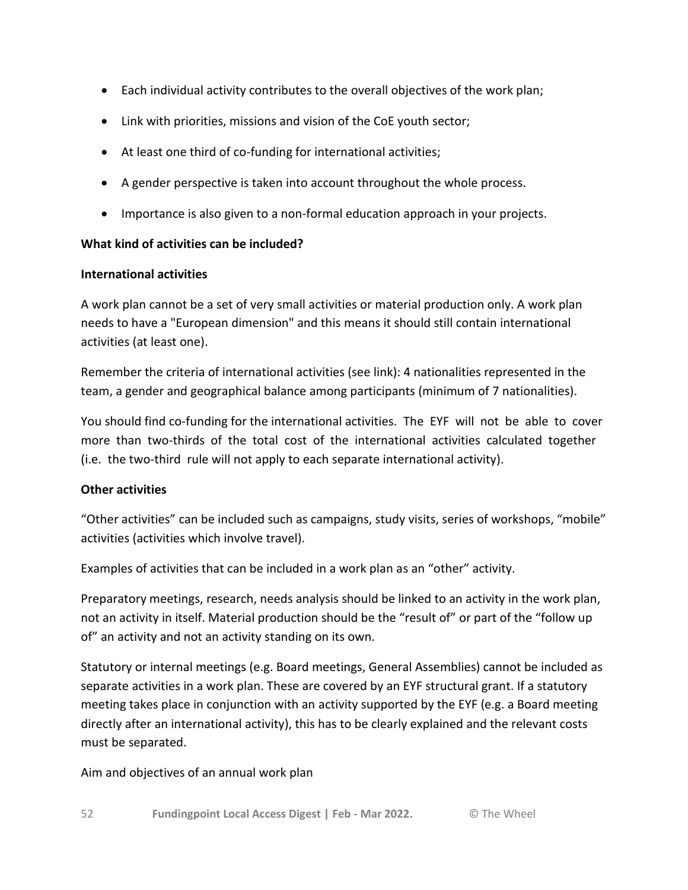- Each individual activity contributes to the overall objectives of the work plan;
- Link with priorities, missions and vision of the CoE youth sector;
- At least one third of co-funding for international activities;
- A gender perspective is taken into account throughout the whole process.
- Importance is also given to a non-formal education approach in your projects.

**What kind of activities can be included?**

**International activities**

A work plan cannot be a set of very small activities or material production only. A work plan needs to have a "European dimension" and this means it should still contain international activities (at least one).

Remember the criteria of international activities (see link): 4 nationalities represented in the team, a gender and geographical balance among participants (minimum of 7 nationalities).

You should find co-funding for the international activities. The EYF will not be able to cover more than two-thirds of the total cost of the international activities calculated together (i.e. the two-third rule will not apply to each separate international activity).

**Other activities**

"Other activities" can be included such as campaigns, study visits, series of workshops, "mobile" activities (activities which involve travel).

Examples of activities that can be included in a work plan as an "other" activity.

Preparatory meetings, research, needs analysis should be linked to an activity in the work plan, not an activity in itself. Material production should be the "result of" or part of the "follow up of" an activity and not an activity standing on its own.

Statutory or internal meetings (e.g. Board meetings, General Assemblies) cannot be included as separate activities in a work plan. These are covered by an EYF structural grant. If a statutory meeting takes place in conjunction with an activity supported by the EYF (e.g. a Board meeting directly after an international activity), this has to be clearly explained and the relevant costs must be separated.

Aim and objectives of an annual work plan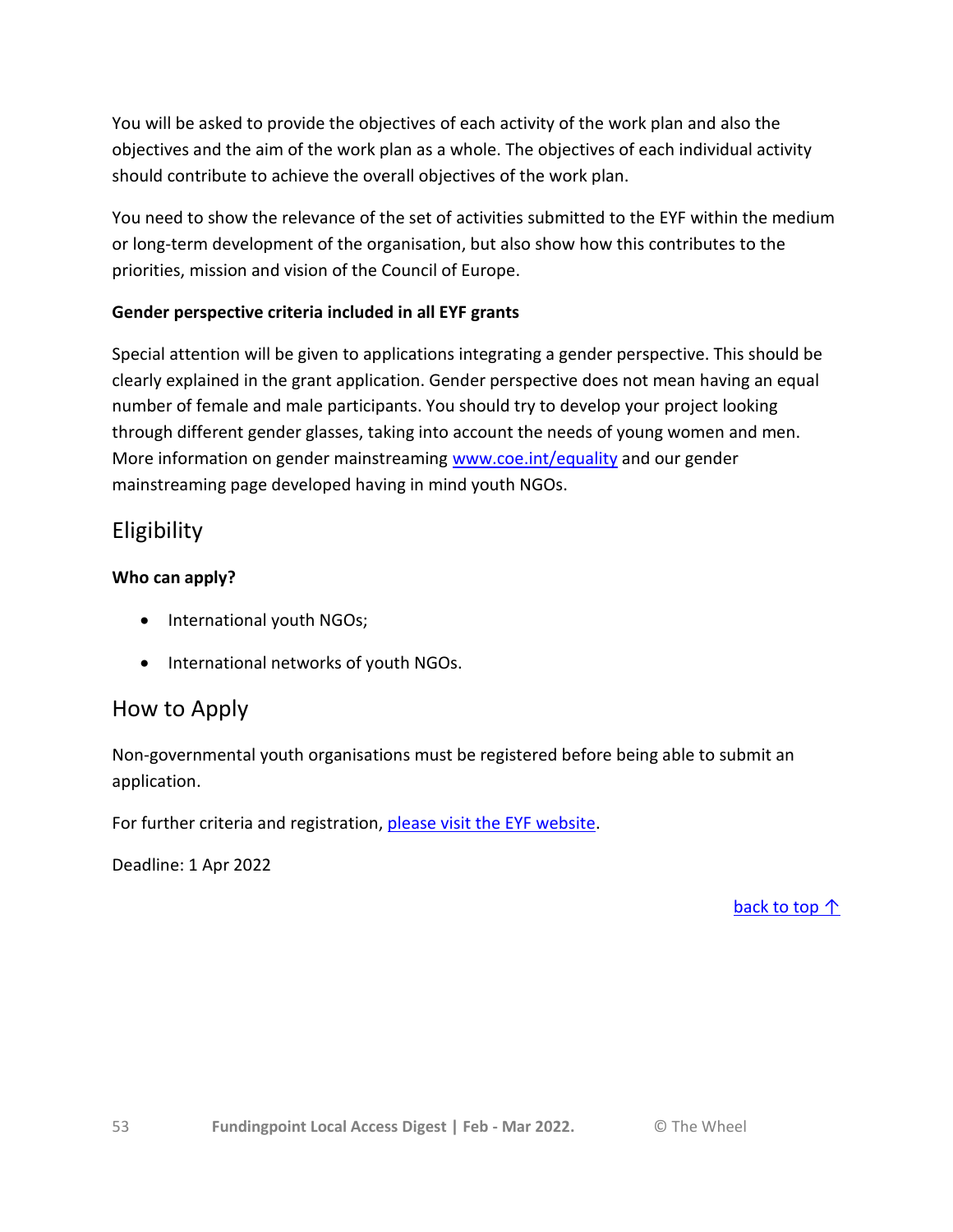You will be asked to provide the objectives of each activity of the work plan and also the objectives and the aim of the work plan as a whole. The objectives of each individual activity should contribute to achieve the overall objectives of the work plan.

You need to show the relevance of the set of activities submitted to the EYF within the medium or long-term development of the organisation, but also show how this contributes to the priorities, mission and vision of the Council of Europe.

**Gender perspective criteria included in all EYF grants**

Special attention will be given to applications integrating a gender perspective. This should be clearly explained in the grant application. Gender perspective does not mean having an equal number of female and male participants. You should try to develop your project looking through different gender glasses, taking into account the needs of young women and men. More information on gender mainstreaming [www.coe.int/equality](www.coe.int/equality) and our gender mainstreaming page developed having in mind youth NGOs.

## Eligibility

**Who can apply?**

- International youth NGOs;
- International networks of youth NGOs.

## How to Apply

Non-governmental youth organisations must be registered before being able to submit an application.

For further criteria and registration, please visit the EYF website.

Deadline: 1 Apr 2022

back to top ↑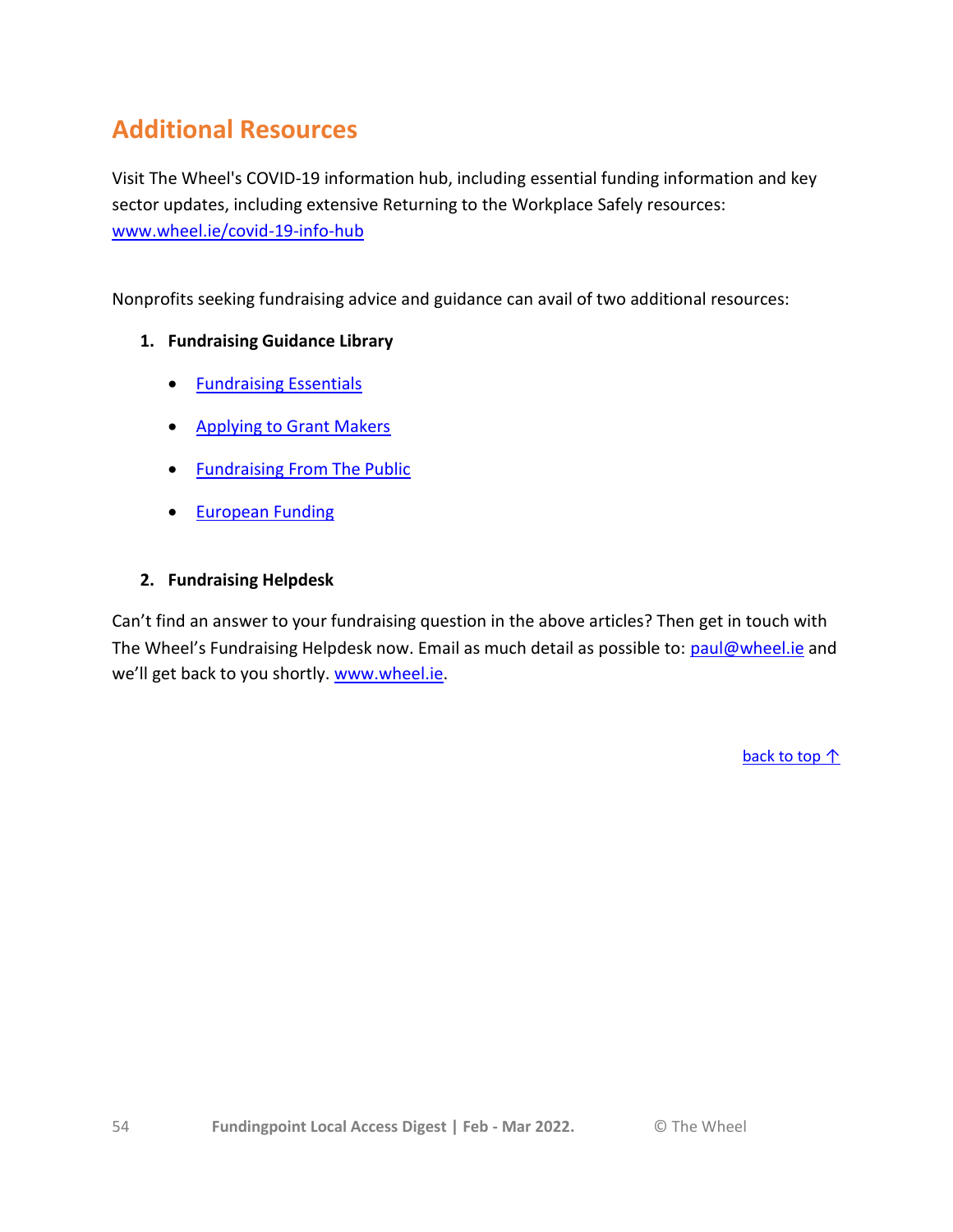## Additional Resources

Visit The Wheel's COVID-19 information hub, including essential funding information and key sector updates, including extensive Returning to the Workplace Safely resources: www.wheel.ie/covid-19-info-hub

Nonprofits seeking fundraising advice and guidance can avail of two additional resources:

1. **Fundraising Guidance Library**

   - Fundraising Essentials
   - Applying to Grant Makers
   - Fundraising From The Public
   - European Funding

2. **Fundraising Helpdesk**

Can't find an answer to your fundraising question in the above articles? Then get in touch with The Wheel's Fundraising Helpdesk now. Email as much detail as possible to: paul@wheel.ie and we'll get back to you shortly. www.wheel.ie.

back to top ↑